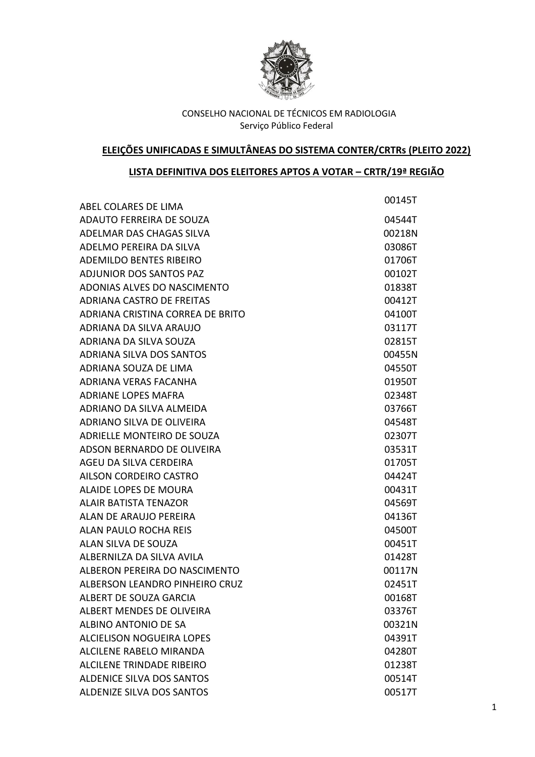CONSELHO NACIONAL DE TÉCNICOS EM RADIOLOGIA
Serviço Público Federal

**ELEIÇÕES UNIFICADAS E SIMULTÂNEAS DO SISTEMA CONTER/CRTRs (PLEITO 2022)**

**LISTA DEFINITIVA DOS ELEITORES APTOS A VOTAR – CRTR/19ª REGIÃO**

| | |
|---|---|
| ABEL COLARES DE LIMA | 00145T |
| ADAUTO FERREIRA DE SOUZA | 04544T |
| ADELMAR DAS CHAGAS SILVA | 00218N |
| ADELMO PEREIRA DA SILVA | 03086T |
| ADEMILDO BENTES RIBEIRO | 01706T |
| ADJUNIOR DOS SANTOS PAZ | 00102T |
| ADONIAS ALVES DO NASCIMENTO | 01838T |
| ADRIANA CASTRO DE FREITAS | 00412T |
| ADRIANA CRISTINA CORREA DE BRITO | 04100T |
| ADRIANA DA SILVA ARAUJO | 03117T |
| ADRIANA DA SILVA SOUZA | 02815T |
| ADRIANA SILVA DOS SANTOS | 00455N |
| ADRIANA SOUZA DE LIMA | 04550T |
| ADRIANA VERAS FACANHA | 01950T |
| ADRIANE LOPES MAFRA | 02348T |
| ADRIANO DA SILVA ALMEIDA | 03766T |
| ADRIANO SILVA DE OLIVEIRA | 04548T |
| ADRIELLE MONTEIRO DE SOUZA | 02307T |
| ADSON BERNARDO DE OLIVEIRA | 03531T |
| AGEU DA SILVA CERDEIRA | 01705T |
| AILSON CORDEIRO CASTRO | 04424T |
| ALAIDE LOPES DE MOURA | 00431T |
| ALAIR BATISTA TENAZOR | 04569T |
| ALAN DE ARAUJO PEREIRA | 04136T |
| ALAN PAULO ROCHA REIS | 04500T |
| ALAN SILVA DE SOUZA | 00451T |
| ALBERNILZA DA SILVA AVILA | 01428T |
| ALBERON PEREIRA DO NASCIMENTO | 00117N |
| ALBERSON LEANDRO PINHEIRO CRUZ | 02451T |
| ALBERT DE SOUZA GARCIA | 00168T |
| ALBERT MENDES DE OLIVEIRA | 03376T |
| ALBINO ANTONIO DE SA | 00321N |
| ALCIELISON NOGUEIRA LOPES | 04391T |
| ALCILENE RABELO MIRANDA | 04280T |
| ALCILENE TRINDADE RIBEIRO | 01238T |
| ALDENICE SILVA DOS SANTOS | 00514T |
| ALDENIZE SILVA DOS SANTOS | 00517T |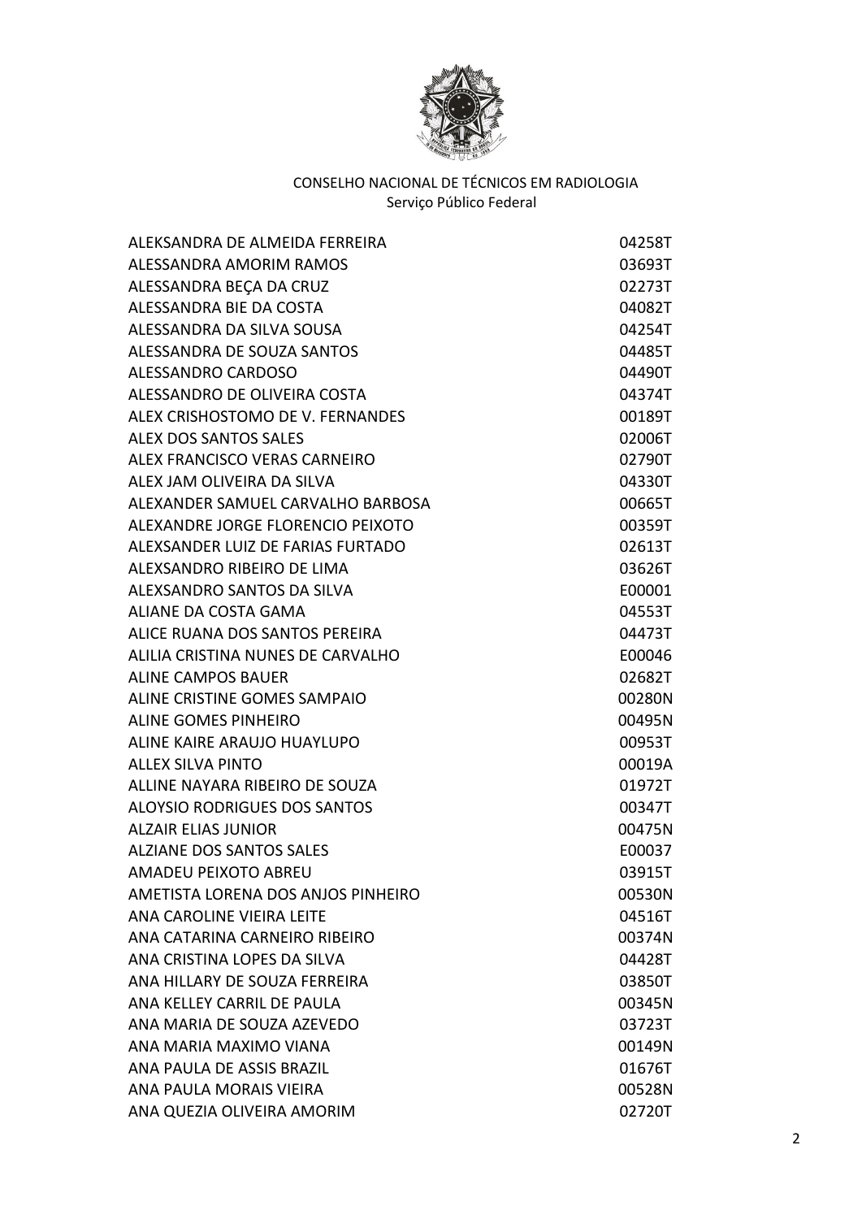CONSELHO NACIONAL DE TÉCNICOS EM RADIOLOGIA
Serviço Público Federal

| | |
|---|---|
| ALEKSANDRA DE ALMEIDA FERREIRA | 04258T |
| ALESSANDRA AMORIM RAMOS | 03693T |
| ALESSANDRA BEÇA DA CRUZ | 02273T |
| ALESSANDRA BIE DA COSTA | 04082T |
| ALESSANDRA DA SILVA SOUSA | 04254T |
| ALESSANDRA DE SOUZA SANTOS | 04485T |
| ALESSANDRO CARDOSO | 04490T |
| ALESSANDRO DE OLIVEIRA COSTA | 04374T |
| ALEX CRISHOSTOMO DE V. FERNANDES | 00189T |
| ALEX DOS SANTOS SALES | 02006T |
| ALEX FRANCISCO VERAS CARNEIRO | 02790T |
| ALEX JAM OLIVEIRA DA SILVA | 04330T |
| ALEXANDER SAMUEL CARVALHO BARBOSA | 00665T |
| ALEXANDRE JORGE FLORENCIO PEIXOTO | 00359T |
| ALEXSANDER LUIZ DE FARIAS FURTADO | 02613T |
| ALEXSANDRO RIBEIRO DE LIMA | 03626T |
| ALEXSANDRO SANTOS DA SILVA | E00001 |
| ALIANE DA COSTA GAMA | 04553T |
| ALICE RUANA DOS SANTOS PEREIRA | 04473T |
| ALILIA CRISTINA NUNES DE CARVALHO | E00046 |
| ALINE CAMPOS BAUER | 02682T |
| ALINE CRISTINE GOMES SAMPAIO | 00280N |
| ALINE GOMES PINHEIRO | 00495N |
| ALINE KAIRE ARAUJO HUAYLUPO | 00953T |
| ALLEX SILVA PINTO | 00019A |
| ALLINE NAYARA RIBEIRO DE SOUZA | 01972T |
| ALOYSIO RODRIGUES DOS SANTOS | 00347T |
| ALZAIR ELIAS JUNIOR | 00475N |
| ALZIANE DOS SANTOS SALES | E00037 |
| AMADEU PEIXOTO ABREU | 03915T |
| AMETISTA LORENA DOS ANJOS PINHEIRO | 00530N |
| ANA CAROLINE VIEIRA LEITE | 04516T |
| ANA CATARINA CARNEIRO RIBEIRO | 00374N |
| ANA CRISTINA LOPES DA SILVA | 04428T |
| ANA HILLARY DE SOUZA FERREIRA | 03850T |
| ANA KELLEY CARRIL DE PAULA | 00345N |
| ANA MARIA DE SOUZA AZEVEDO | 03723T |
| ANA MARIA MAXIMO VIANA | 00149N |
| ANA PAULA DE ASSIS BRAZIL | 01676T |
| ANA PAULA MORAIS VIEIRA | 00528N |
| ANA QUEZIA OLIVEIRA AMORIM | 02720T |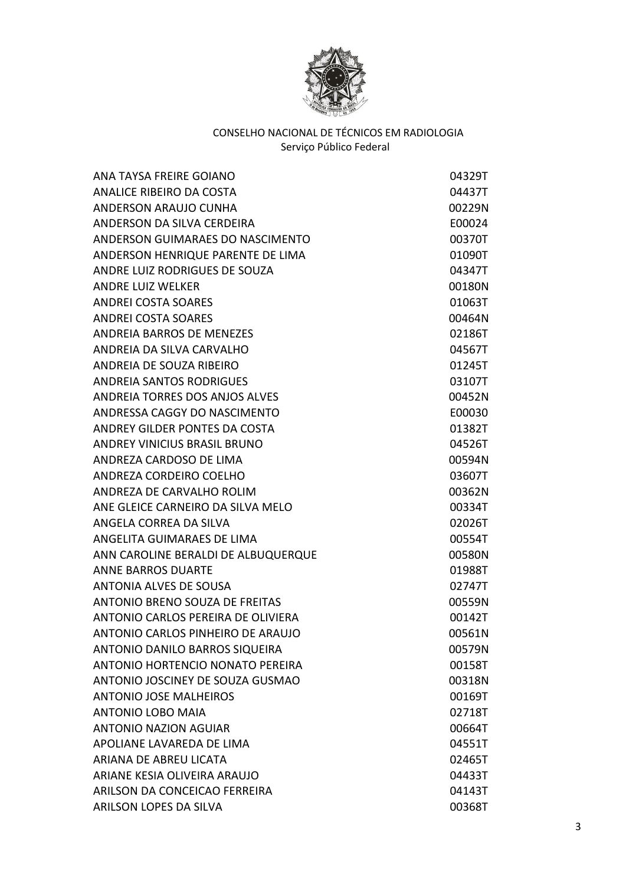CONSELHO NACIONAL DE TÉCNICOS EM RADIOLOGIA
Serviço Público Federal

| | |
|---|---|
| ANA TAYSA FREIRE GOIANO | 04329T |
| ANALICE RIBEIRO DA COSTA | 04437T |
| ANDERSON ARAUJO CUNHA | 00229N |
| ANDERSON DA SILVA CERDEIRA | E00024 |
| ANDERSON GUIMARAES DO NASCIMENTO | 00370T |
| ANDERSON HENRIQUE PARENTE DE LIMA | 01090T |
| ANDRE LUIZ RODRIGUES DE SOUZA | 04347T |
| ANDRE LUIZ WELKER | 00180N |
| ANDREI COSTA SOARES | 01063T |
| ANDREI COSTA SOARES | 00464N |
| ANDREIA BARROS DE MENEZES | 02186T |
| ANDREIA DA SILVA CARVALHO | 04567T |
| ANDREIA DE SOUZA RIBEIRO | 01245T |
| ANDREIA SANTOS RODRIGUES | 03107T |
| ANDREIA TORRES DOS ANJOS ALVES | 00452N |
| ANDRESSA CAGGY DO NASCIMENTO | E00030 |
| ANDREY GILDER PONTES DA COSTA | 01382T |
| ANDREY VINICIUS BRASIL BRUNO | 04526T |
| ANDREZA CARDOSO DE LIMA | 00594N |
| ANDREZA CORDEIRO COELHO | 03607T |
| ANDREZA DE CARVALHO ROLIM | 00362N |
| ANE GLEICE CARNEIRO DA SILVA MELO | 00334T |
| ANGELA CORREA DA SILVA | 02026T |
| ANGELITA GUIMARAES DE LIMA | 00554T |
| ANN CAROLINE BERALDI DE ALBUQUERQUE | 00580N |
| ANNE BARROS DUARTE | 01988T |
| ANTONIA ALVES DE SOUSA | 02747T |
| ANTONIO BRENO SOUZA DE FREITAS | 00559N |
| ANTONIO CARLOS PEREIRA DE OLIVIERA | 00142T |
| ANTONIO CARLOS PINHEIRO DE ARAUJO | 00561N |
| ANTONIO DANILO BARROS SIQUEIRA | 00579N |
| ANTONIO HORTENCIO NONATO PEREIRA | 00158T |
| ANTONIO JOSCINEY DE SOUZA GUSMAO | 00318N |
| ANTONIO JOSE MALHEIROS | 00169T |
| ANTONIO LOBO MAIA | 02718T |
| ANTONIO NAZION AGUIAR | 00664T |
| APOLIANE LAVAREDA DE LIMA | 04551T |
| ARIANA DE ABREU LICATA | 02465T |
| ARIANE KESIA OLIVEIRA ARAUJO | 04433T |
| ARILSON DA CONCEICAO FERREIRA | 04143T |
| ARILSON LOPES DA SILVA | 00368T |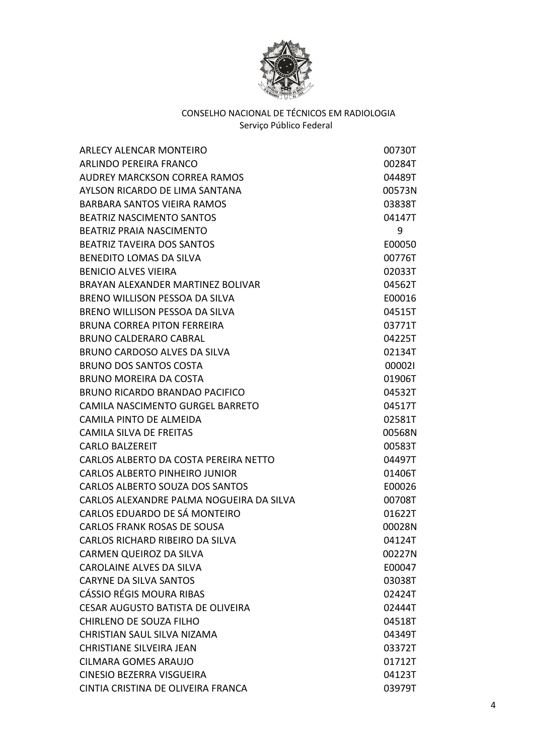CONSELHO NACIONAL DE TÉCNICOS EM RADIOLOGIA
Serviço Público Federal

| | |
|---|---|
| ARLECY ALENCAR MONTEIRO | 00730T |
| ARLINDO PEREIRA FRANCO | 00284T |
| AUDREY MARCKSON CORREA RAMOS | 04489T |
| AYLSON RICARDO DE LIMA SANTANA | 00573N |
| BARBARA SANTOS VIEIRA RAMOS | 03838T |
| BEATRIZ NASCIMENTO SANTOS | 04147T |
| BEATRIZ PRAIA NASCIMENTO | 9 |
| BEATRIZ TAVEIRA DOS SANTOS | E00050 |
| BENEDITO LOMAS DA SILVA | 00776T |
| BENICIO ALVES VIEIRA | 02033T |
| BRAYAN ALEXANDER MARTINEZ BOLIVAR | 04562T |
| BRENO WILLISON PESSOA DA SILVA | E00016 |
| BRENO WILLISON PESSOA DA SILVA | 04515T |
| BRUNA CORREA PITON FERREIRA | 03771T |
| BRUNO CALDERARO CABRAL | 04225T |
| BRUNO CARDOSO ALVES DA SILVA | 02134T |
| BRUNO DOS SANTOS COSTA | 00002I |
| BRUNO MOREIRA DA COSTA | 01906T |
| BRUNO RICARDO BRANDAO PACIFICO | 04532T |
| CAMILA NASCIMENTO GURGEL BARRETO | 04517T |
| CAMILA PINTO DE ALMEIDA | 02581T |
| CAMILA SILVA DE FREITAS | 00568N |
| CARLO BALZEREIT | 00583T |
| CARLOS ALBERTO DA COSTA PEREIRA NETTO | 04497T |
| CARLOS ALBERTO PINHEIRO JUNIOR | 01406T |
| CARLOS ALBERTO SOUZA DOS SANTOS | E00026 |
| CARLOS ALEXANDRE PALMA NOGUEIRA DA SILVA | 00708T |
| CARLOS EDUARDO DE SÁ MONTEIRO | 01622T |
| CARLOS FRANK ROSAS DE SOUSA | 00028N |
| CARLOS RICHARD RIBEIRO DA SILVA | 04124T |
| CARMEN QUEIROZ DA SILVA | 00227N |
| CAROLAINE ALVES DA SILVA | E00047 |
| CARYNE DA SILVA SANTOS | 03038T |
| CÁSSIO RÉGIS MOURA RIBAS | 02424T |
| CESAR AUGUSTO BATISTA DE OLIVEIRA | 02444T |
| CHIRLENO DE SOUZA FILHO | 04518T |
| CHRISTIAN SAUL SILVA NIZAMA | 04349T |
| CHRISTIANE SILVEIRA JEAN | 03372T |
| CILMARA GOMES ARAUJO | 01712T |
| CINESIO BEZERRA VISGUEIRA | 04123T |
| CINTIA CRISTINA DE OLIVEIRA FRANCA | 03979T |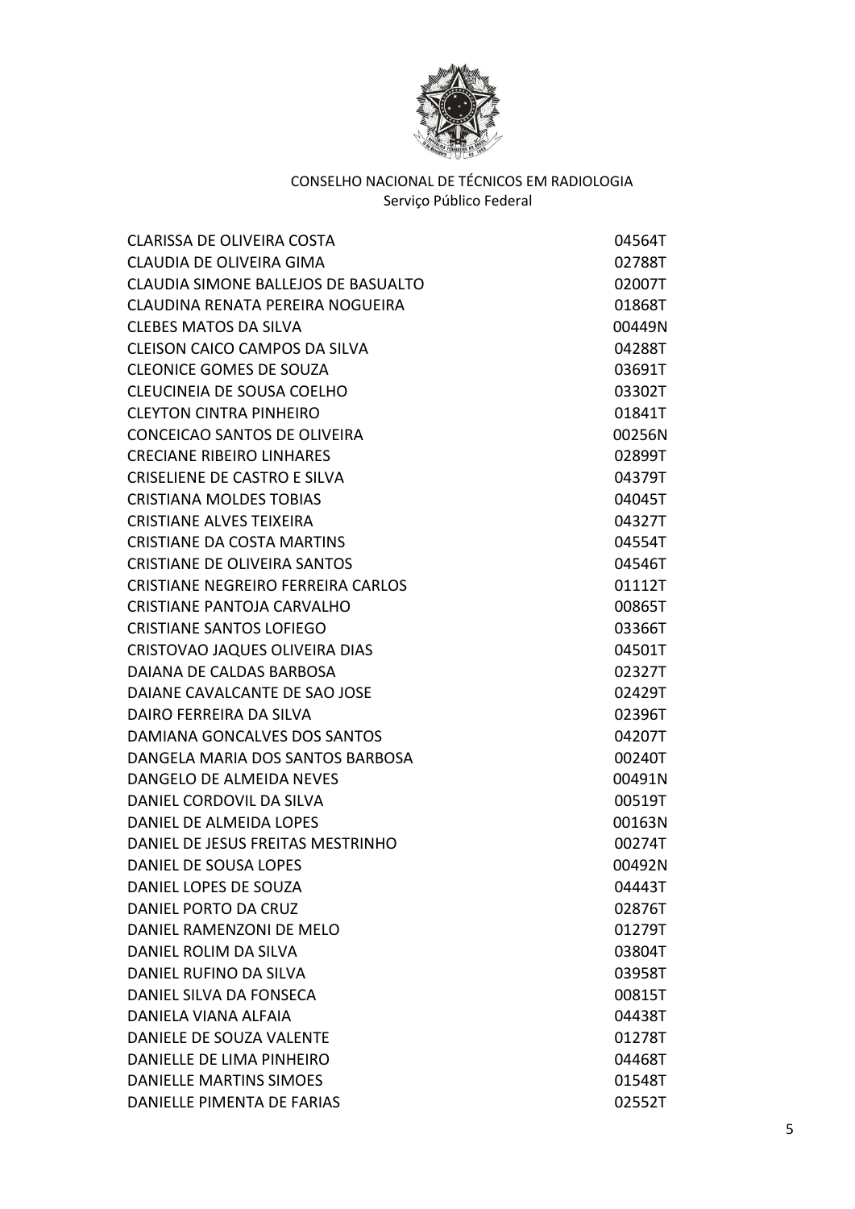CONSELHO NACIONAL DE TÉCNICOS EM RADIOLOGIA
Serviço Público Federal

| | |
|---|---|
| CLARISSA DE OLIVEIRA COSTA | 04564T |
| CLAUDIA DE OLIVEIRA GIMA | 02788T |
| CLAUDIA SIMONE BALLEJOS DE BASUALTO | 02007T |
| CLAUDINA RENATA PEREIRA NOGUEIRA | 01868T |
| CLEBES MATOS DA SILVA | 00449N |
| CLEISON CAICO CAMPOS DA SILVA | 04288T |
| CLEONICE GOMES DE SOUZA | 03691T |
| CLEUCINEIA DE SOUSA COELHO | 03302T |
| CLEYTON CINTRA PINHEIRO | 01841T |
| CONCEICAO SANTOS DE OLIVEIRA | 00256N |
| CRECIANE RIBEIRO LINHARES | 02899T |
| CRISELIENE DE CASTRO E SILVA | 04379T |
| CRISTIANA MOLDES TOBIAS | 04045T |
| CRISTIANE ALVES TEIXEIRA | 04327T |
| CRISTIANE DA COSTA MARTINS | 04554T |
| CRISTIANE DE OLIVEIRA SANTOS | 04546T |
| CRISTIANE NEGREIRO FERREIRA CARLOS | 01112T |
| CRISTIANE PANTOJA CARVALHO | 00865T |
| CRISTIANE SANTOS LOFIEGO | 03366T |
| CRISTOVAO JAQUES OLIVEIRA DIAS | 04501T |
| DAIANA DE CALDAS BARBOSA | 02327T |
| DAIANE CAVALCANTE DE SAO JOSE | 02429T |
| DAIRO FERREIRA DA SILVA | 02396T |
| DAMIANA GONCALVES DOS SANTOS | 04207T |
| DANGELA MARIA DOS SANTOS BARBOSA | 00240T |
| DANGELO DE ALMEIDA NEVES | 00491N |
| DANIEL CORDOVIL DA SILVA | 00519T |
| DANIEL DE ALMEIDA LOPES | 00163N |
| DANIEL DE JESUS FREITAS MESTRINHO | 00274T |
| DANIEL DE SOUSA LOPES | 00492N |
| DANIEL LOPES DE SOUZA | 04443T |
| DANIEL PORTO DA CRUZ | 02876T |
| DANIEL RAMENZONI DE MELO | 01279T |
| DANIEL ROLIM DA SILVA | 03804T |
| DANIEL RUFINO DA SILVA | 03958T |
| DANIEL SILVA DA FONSECA | 00815T |
| DANIELA VIANA ALFAIA | 04438T |
| DANIELE DE SOUZA VALENTE | 01278T |
| DANIELLE DE LIMA PINHEIRO | 04468T |
| DANIELLE MARTINS SIMOES | 01548T |
| DANIELLE PIMENTA DE FARIAS | 02552T |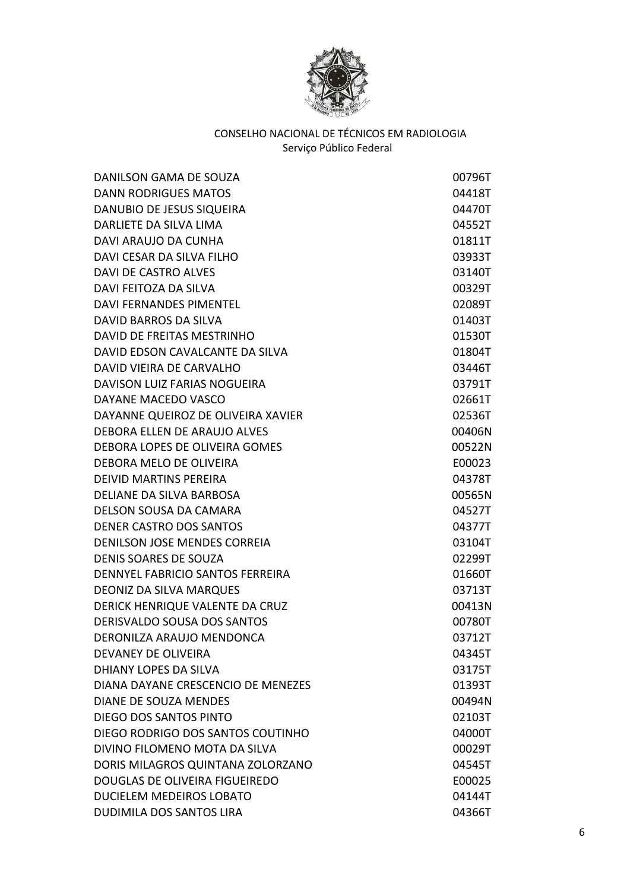CONSELHO NACIONAL DE TÉCNICOS EM RADIOLOGIA
Serviço Público Federal

| | |
|---|---|
| DANILSON GAMA DE SOUZA | 00796T |
| DANN RODRIGUES MATOS | 04418T |
| DANUBIO DE JESUS SIQUEIRA | 04470T |
| DARLIETE DA SILVA LIMA | 04552T |
| DAVI ARAUJO DA CUNHA | 01811T |
| DAVI CESAR DA SILVA FILHO | 03933T |
| DAVI DE CASTRO ALVES | 03140T |
| DAVI FEITOZA DA SILVA | 00329T |
| DAVI FERNANDES PIMENTEL | 02089T |
| DAVID BARROS DA SILVA | 01403T |
| DAVID DE FREITAS MESTRINHO | 01530T |
| DAVID EDSON CAVALCANTE DA SILVA | 01804T |
| DAVID VIEIRA DE CARVALHO | 03446T |
| DAVISON LUIZ FARIAS NOGUEIRA | 03791T |
| DAYANE MACEDO VASCO | 02661T |
| DAYANNE QUEIROZ DE OLIVEIRA XAVIER | 02536T |
| DEBORA ELLEN DE ARAUJO ALVES | 00406N |
| DEBORA LOPES DE OLIVEIRA GOMES | 00522N |
| DEBORA MELO DE OLIVEIRA | E00023 |
| DEIVID MARTINS PEREIRA | 04378T |
| DELIANE DA SILVA BARBOSA | 00565N |
| DELSON SOUSA DA CAMARA | 04527T |
| DENER CASTRO DOS SANTOS | 04377T |
| DENILSON JOSE MENDES CORREIA | 03104T |
| DENIS SOARES DE SOUZA | 02299T |
| DENNYEL FABRICIO SANTOS FERREIRA | 01660T |
| DEONIZ DA SILVA MARQUES | 03713T |
| DERICK HENRIQUE VALENTE DA CRUZ | 00413N |
| DERISVALDO SOUSA DOS SANTOS | 00780T |
| DERONILZA ARAUJO MENDONCA | 03712T |
| DEVANEY DE OLIVEIRA | 04345T |
| DHIANY LOPES DA SILVA | 03175T |
| DIANA DAYANE CRESCENCIO DE MENEZES | 01393T |
| DIANE DE SOUZA MENDES | 00494N |
| DIEGO DOS SANTOS PINTO | 02103T |
| DIEGO RODRIGO DOS SANTOS COUTINHO | 04000T |
| DIVINO FILOMENO MOTA DA SILVA | 00029T |
| DORIS MILAGROS QUINTANA ZOLORZANO | 04545T |
| DOUGLAS DE OLIVEIRA FIGUEIREDO | E00025 |
| DUCIELEM MEDEIROS LOBATO | 04144T |
| DUDIMILA DOS SANTOS LIRA | 04366T |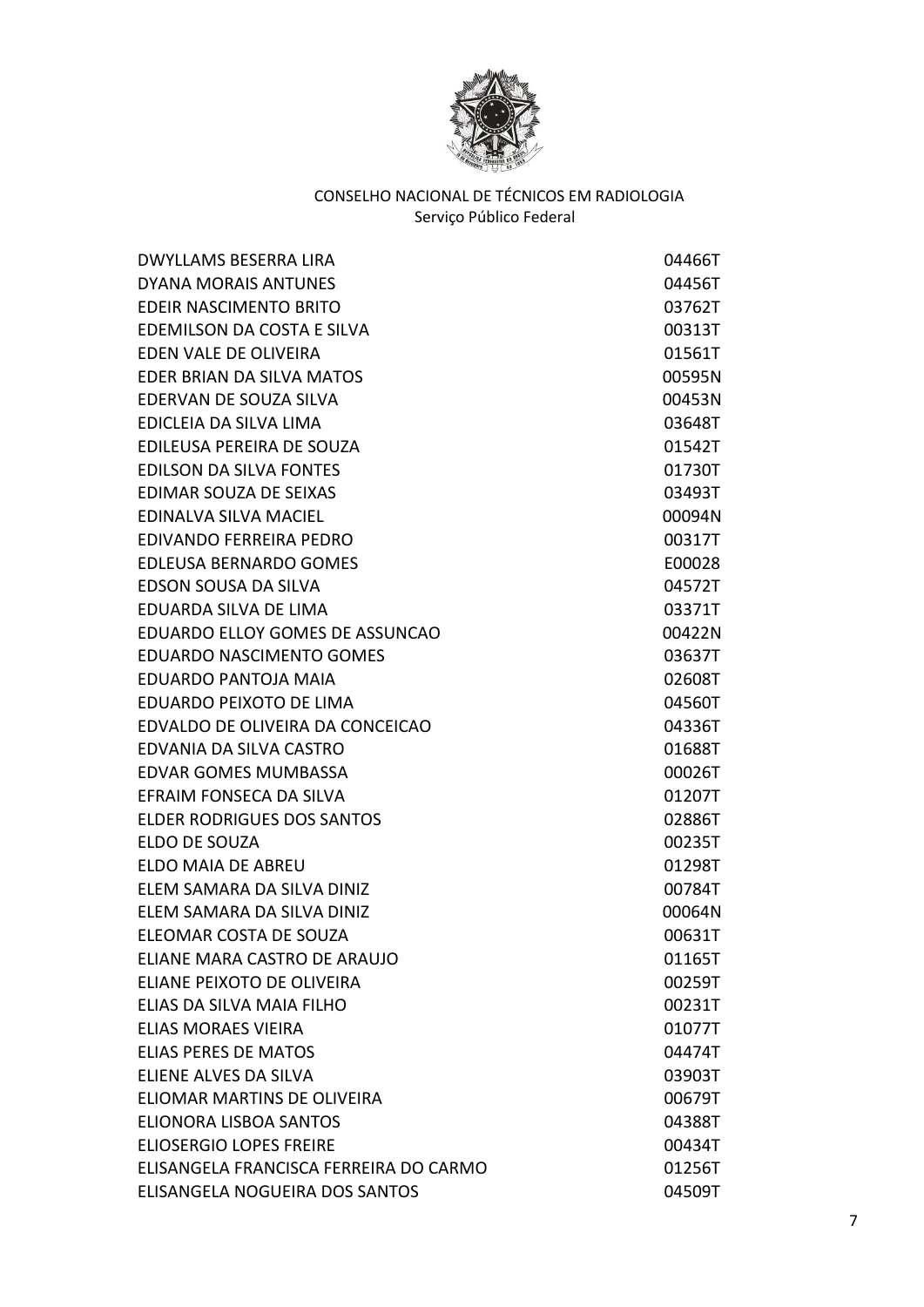CONSELHO NACIONAL DE TÉCNICOS EM RADIOLOGIA
Serviço Público Federal

| | |
|---|---|
| DWYLLAMS BESERRA LIRA | 04466T |
| DYANA MORAIS ANTUNES | 04456T |
| EDEIR NASCIMENTO BRITO | 03762T |
| EDEMILSON DA COSTA E SILVA | 00313T |
| EDEN VALE DE OLIVEIRA | 01561T |
| EDER BRIAN DA SILVA MATOS | 00595N |
| EDERVAN DE SOUZA SILVA | 00453N |
| EDICLEIA DA SILVA LIMA | 03648T |
| EDILEUSA PEREIRA DE SOUZA | 01542T |
| EDILSON DA SILVA FONTES | 01730T |
| EDIMAR SOUZA DE SEIXAS | 03493T |
| EDINALVA SILVA MACIEL | 00094N |
| EDIVANDO FERREIRA PEDRO | 00317T |
| EDLEUSA BERNARDO GOMES | E00028 |
| EDSON SOUSA DA SILVA | 04572T |
| EDUARDA SILVA DE LIMA | 03371T |
| EDUARDO ELLOY GOMES DE ASSUNCAO | 00422N |
| EDUARDO NASCIMENTO GOMES | 03637T |
| EDUARDO PANTOJA MAIA | 02608T |
| EDUARDO PEIXOTO DE LIMA | 04560T |
| EDVALDO DE OLIVEIRA DA CONCEICAO | 04336T |
| EDVANIA DA SILVA CASTRO | 01688T |
| EDVAR GOMES MUMBASSA | 00026T |
| EFRAIM FONSECA DA SILVA | 01207T |
| ELDER RODRIGUES DOS SANTOS | 02886T |
| ELDO DE SOUZA | 00235T |
| ELDO MAIA DE ABREU | 01298T |
| ELEM SAMARA DA SILVA DINIZ | 00784T |
| ELEM SAMARA DA SILVA DINIZ | 00064N |
| ELEOMAR COSTA DE SOUZA | 00631T |
| ELIANE MARA CASTRO DE ARAUJO | 01165T |
| ELIANE PEIXOTO DE OLIVEIRA | 00259T |
| ELIAS DA SILVA MAIA FILHO | 00231T |
| ELIAS MORAES VIEIRA | 01077T |
| ELIAS PERES DE MATOS | 04474T |
| ELIENE ALVES DA SILVA | 03903T |
| ELIOMAR MARTINS DE OLIVEIRA | 00679T |
| ELIONORA LISBOA SANTOS | 04388T |
| ELIOSERGIO LOPES FREIRE | 00434T |
| ELISANGELA FRANCISCA FERREIRA DO CARMO | 01256T |
| ELISANGELA NOGUEIRA DOS SANTOS | 04509T |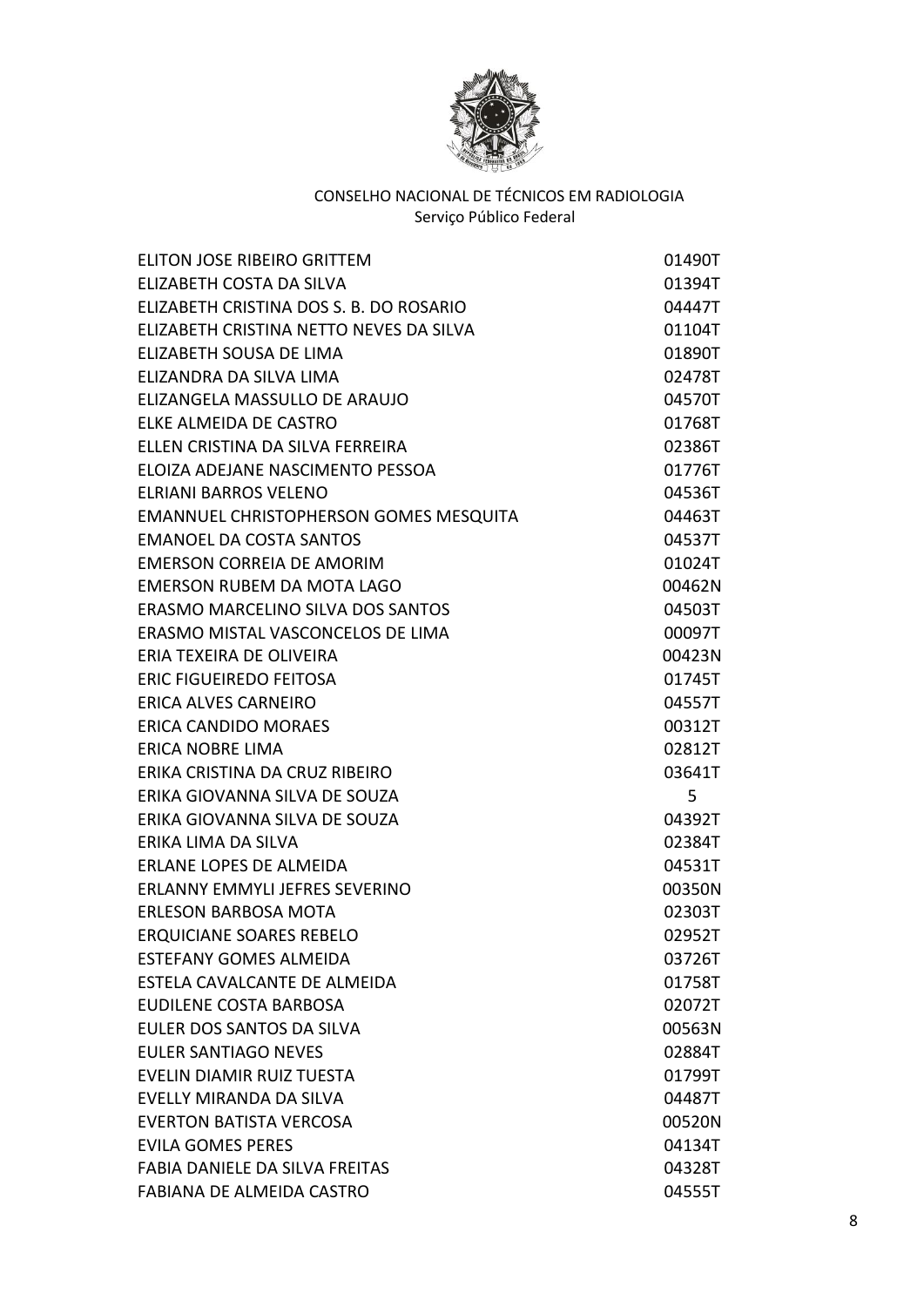CONSELHO NACIONAL DE TÉCNICOS EM RADIOLOGIA
Serviço Público Federal

| | |
|---|---|
| ELITON JOSE RIBEIRO GRITTEM | 01490T |
| ELIZABETH COSTA DA SILVA | 01394T |
| ELIZABETH CRISTINA DOS S. B. DO ROSARIO | 04447T |
| ELIZABETH CRISTINA NETTO NEVES DA SILVA | 01104T |
| ELIZABETH SOUSA DE LIMA | 01890T |
| ELIZANDRA DA SILVA LIMA | 02478T |
| ELIZANGELA MASSULLO DE ARAUJO | 04570T |
| ELKE ALMEIDA DE CASTRO | 01768T |
| ELLEN CRISTINA DA SILVA FERREIRA | 02386T |
| ELOIZA ADEJANE NASCIMENTO PESSOA | 01776T |
| ELRIANI BARROS VELENO | 04536T |
| EMANNUEL CHRISTOPHERSON GOMES MESQUITA | 04463T |
| EMANOEL DA COSTA SANTOS | 04537T |
| EMERSON CORREIA DE AMORIM | 01024T |
| EMERSON RUBEM DA MOTA LAGO | 00462N |
| ERASMO MARCELINO SILVA DOS SANTOS | 04503T |
| ERASMO MISTAL VASCONCELOS DE LIMA | 00097T |
| ERIA TEXEIRA DE OLIVEIRA | 00423N |
| ERIC FIGUEIREDO FEITOSA | 01745T |
| ERICA ALVES CARNEIRO | 04557T |
| ERICA CANDIDO MORAES | 00312T |
| ERICA NOBRE LIMA | 02812T |
| ERIKA CRISTINA DA CRUZ RIBEIRO | 03641T |
| ERIKA GIOVANNA SILVA DE SOUZA | 5 |
| ERIKA GIOVANNA SILVA DE SOUZA | 04392T |
| ERIKA LIMA DA SILVA | 02384T |
| ERLANE LOPES DE ALMEIDA | 04531T |
| ERLANNY EMMYLI JEFRES SEVERINO | 00350N |
| ERLESON BARBOSA MOTA | 02303T |
| ERQUICIANE SOARES REBELO | 02952T |
| ESTEFANY GOMES ALMEIDA | 03726T |
| ESTELA CAVALCANTE DE ALMEIDA | 01758T |
| EUDILENE COSTA BARBOSA | 02072T |
| EULER DOS SANTOS DA SILVA | 00563N |
| EULER SANTIAGO NEVES | 02884T |
| EVELIN DIAMIR RUIZ TUESTA | 01799T |
| EVELLY MIRANDA DA SILVA | 04487T |
| EVERTON BATISTA VERCOSA | 00520N |
| EVILA GOMES PERES | 04134T |
| FABIA DANIELE DA SILVA FREITAS | 04328T |
| FABIANA DE ALMEIDA CASTRO | 04555T |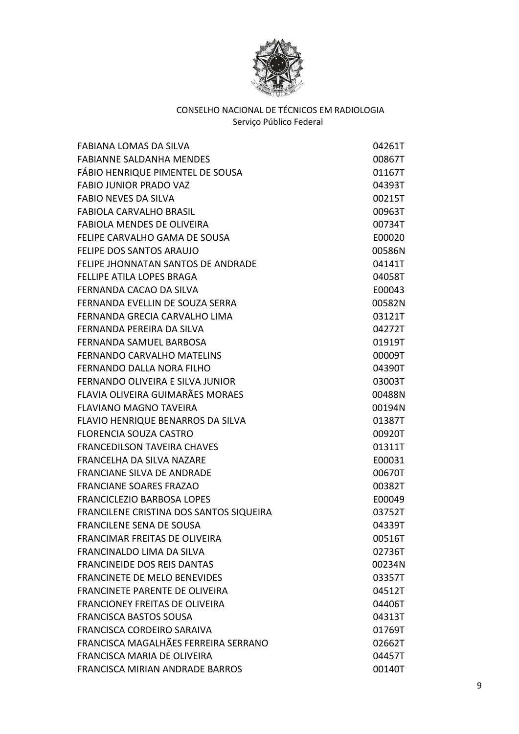CONSELHO NACIONAL DE TÉCNICOS EM RADIOLOGIA
Serviço Público Federal

| | |
|---|---|
| FABIANA LOMAS DA SILVA | 04261T |
| FABIANNE SALDANHA MENDES | 00867T |
| FÁBIO HENRIQUE PIMENTEL DE SOUSA | 01167T |
| FABIO JUNIOR PRADO VAZ | 04393T |
| FABIO NEVES DA SILVA | 00215T |
| FABIOLA CARVALHO BRASIL | 00963T |
| FABIOLA MENDES DE OLIVEIRA | 00734T |
| FELIPE CARVALHO GAMA DE SOUSA | E00020 |
| FELIPE DOS SANTOS ARAUJO | 00586N |
| FELIPE JHONNATAN SANTOS DE ANDRADE | 04141T |
| FELLIPE ATILA LOPES BRAGA | 04058T |
| FERNANDA CACAO DA SILVA | E00043 |
| FERNANDA EVELLIN DE SOUZA SERRA | 00582N |
| FERNANDA GRECIA CARVALHO LIMA | 03121T |
| FERNANDA PEREIRA DA SILVA | 04272T |
| FERNANDA SAMUEL BARBOSA | 01919T |
| FERNANDO CARVALHO MATELINS | 00009T |
| FERNANDO DALLA NORA FILHO | 04390T |
| FERNANDO OLIVEIRA E SILVA JUNIOR | 03003T |
| FLAVIA OLIVEIRA GUIMARÃES MORAES | 00488N |
| FLAVIANO MAGNO TAVEIRA | 00194N |
| FLAVIO HENRIQUE BENARROS DA SILVA | 01387T |
| FLORENCIA SOUZA CASTRO | 00920T |
| FRANCEDILSON TAVEIRA CHAVES | 01311T |
| FRANCELHA DA SILVA NAZARE | E00031 |
| FRANCIANE SILVA DE ANDRADE | 00670T |
| FRANCIANE SOARES FRAZAO | 00382T |
| FRANCICLEZIO BARBOSA LOPES | E00049 |
| FRANCILENE CRISTINA DOS SANTOS SIQUEIRA | 03752T |
| FRANCILENE SENA DE SOUSA | 04339T |
| FRANCIMAR FREITAS DE OLIVEIRA | 00516T |
| FRANCINALDO LIMA DA SILVA | 02736T |
| FRANCINEIDE DOS REIS DANTAS | 00234N |
| FRANCINETE DE MELO BENEVIDES | 03357T |
| FRANCINETE PARENTE DE OLIVEIRA | 04512T |
| FRANCIONEY FREITAS DE OLIVEIRA | 04406T |
| FRANCISCA BASTOS SOUSA | 04313T |
| FRANCISCA CORDEIRO SARAIVA | 01769T |
| FRANCISCA MAGALHÃES FERREIRA SERRANO | 02662T |
| FRANCISCA MARIA DE OLIVEIRA | 04457T |
| FRANCISCA MIRIAN ANDRADE BARROS | 00140T |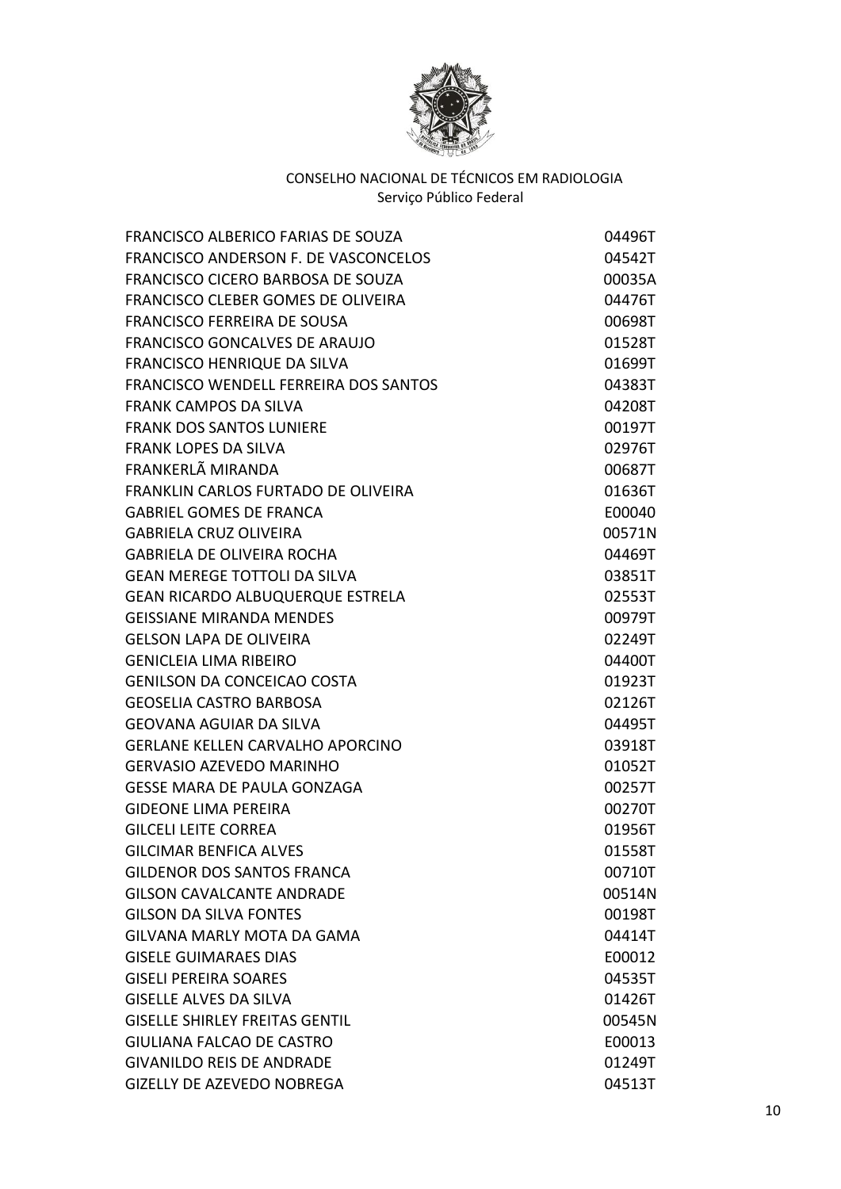CONSELHO NACIONAL DE TÉCNICOS EM RADIOLOGIA
Serviço Público Federal

| | |
|---|---|
| FRANCISCO ALBERICO FARIAS DE SOUZA | 04496T |
| FRANCISCO ANDERSON F. DE VASCONCELOS | 04542T |
| FRANCISCO CICERO BARBOSA DE SOUZA | 00035A |
| FRANCISCO CLEBER GOMES DE OLIVEIRA | 04476T |
| FRANCISCO FERREIRA DE SOUSA | 00698T |
| FRANCISCO GONCALVES DE ARAUJO | 01528T |
| FRANCISCO HENRIQUE DA SILVA | 01699T |
| FRANCISCO WENDELL FERREIRA DOS SANTOS | 04383T |
| FRANK CAMPOS DA SILVA | 04208T |
| FRANK DOS SANTOS LUNIERE | 00197T |
| FRANK LOPES DA SILVA | 02976T |
| FRANKERLÃ MIRANDA | 00687T |
| FRANKLIN CARLOS FURTADO DE OLIVEIRA | 01636T |
| GABRIEL GOMES DE FRANCA | E00040 |
| GABRIELA CRUZ OLIVEIRA | 00571N |
| GABRIELA DE OLIVEIRA ROCHA | 04469T |
| GEAN MEREGE TOTTOLI DA SILVA | 03851T |
| GEAN RICARDO ALBUQUERQUE ESTRELA | 02553T |
| GEISSIANE MIRANDA MENDES | 00979T |
| GELSON LAPA DE OLIVEIRA | 02249T |
| GENICLEIA LIMA RIBEIRO | 04400T |
| GENILSON DA CONCEICAO COSTA | 01923T |
| GEOSELIA CASTRO BARBOSA | 02126T |
| GEOVANA AGUIAR DA SILVA | 04495T |
| GERLANE KELLEN CARVALHO APORCINO | 03918T |
| GERVASIO AZEVEDO MARINHO | 01052T |
| GESSE MARA DE PAULA GONZAGA | 00257T |
| GIDEONE LIMA PEREIRA | 00270T |
| GILCELI LEITE CORREA | 01956T |
| GILCIMAR BENFICA ALVES | 01558T |
| GILDENOR DOS SANTOS FRANCA | 00710T |
| GILSON CAVALCANTE ANDRADE | 00514N |
| GILSON DA SILVA FONTES | 00198T |
| GILVANA MARLY MOTA DA GAMA | 04414T |
| GISELE GUIMARAES DIAS | E00012 |
| GISELI PEREIRA SOARES | 04535T |
| GISELLE ALVES DA SILVA | 01426T |
| GISELLE SHIRLEY FREITAS GENTIL | 00545N |
| GIULIANA FALCAO DE CASTRO | E00013 |
| GIVANILDO REIS DE ANDRADE | 01249T |
| GIZELLY DE AZEVEDO NOBREGA | 04513T |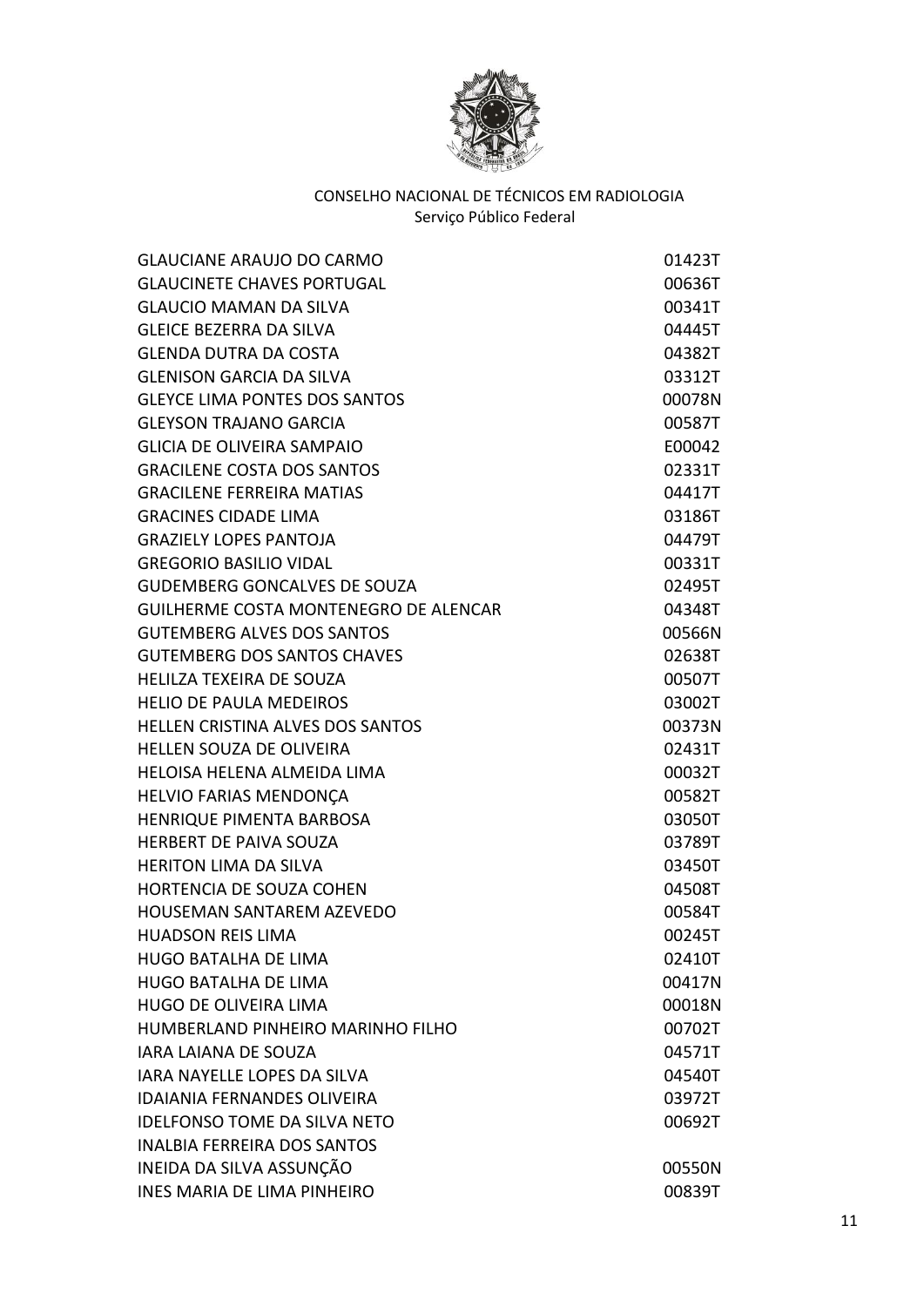CONSELHO NACIONAL DE TÉCNICOS EM RADIOLOGIA
Serviço Público Federal

| | |
|---|---|
| GLAUCIANE ARAUJO DO CARMO | 01423T |
| GLAUCINETE CHAVES PORTUGAL | 00636T |
| GLAUCIO MAMAN DA SILVA | 00341T |
| GLEICE BEZERRA DA SILVA | 04445T |
| GLENDA DUTRA DA COSTA | 04382T |
| GLENISON GARCIA DA SILVA | 03312T |
| GLEYCE LIMA PONTES DOS SANTOS | 00078N |
| GLEYSON TRAJANO GARCIA | 00587T |
| GLICIA DE OLIVEIRA SAMPAIO | E00042 |
| GRACILENE COSTA DOS SANTOS | 02331T |
| GRACILENE FERREIRA MATIAS | 04417T |
| GRACINES CIDADE LIMA | 03186T |
| GRAZIELY LOPES PANTOJA | 04479T |
| GREGORIO BASILIO VIDAL | 00331T |
| GUDEMBERG GONCALVES DE SOUZA | 02495T |
| GUILHERME COSTA MONTENEGRO DE ALENCAR | 04348T |
| GUTEMBERG ALVES DOS SANTOS | 00566N |
| GUTEMBERG DOS SANTOS CHAVES | 02638T |
| HELILZA TEXEIRA DE SOUZA | 00507T |
| HELIO DE PAULA MEDEIROS | 03002T |
| HELLEN CRISTINA ALVES DOS SANTOS | 00373N |
| HELLEN SOUZA DE OLIVEIRA | 02431T |
| HELOISA HELENA ALMEIDA LIMA | 00032T |
| HELVIO FARIAS MENDONÇA | 00582T |
| HENRIQUE PIMENTA BARBOSA | 03050T |
| HERBERT DE PAIVA SOUZA | 03789T |
| HERITON LIMA DA SILVA | 03450T |
| HORTENCIA DE SOUZA COHEN | 04508T |
| HOUSEMAN SANTAREM AZEVEDO | 00584T |
| HUADSON REIS LIMA | 00245T |
| HUGO BATALHA DE LIMA | 02410T |
| HUGO BATALHA DE LIMA | 00417N |
| HUGO DE OLIVEIRA LIMA | 00018N |
| HUMBERLAND PINHEIRO MARINHO FILHO | 00702T |
| IARA LAIANA DE SOUZA | 04571T |
| IARA NAYELLE LOPES DA SILVA | 04540T |
| IDAIANIA FERNANDES OLIVEIRA | 03972T |
| IDELFONSO TOME DA SILVA NETO | 00692T |
| INALBIA FERREIRA DOS SANTOS | |
| INEIDA DA SILVA ASSUNÇÃO | 00550N |
| INES MARIA DE LIMA PINHEIRO | 00839T |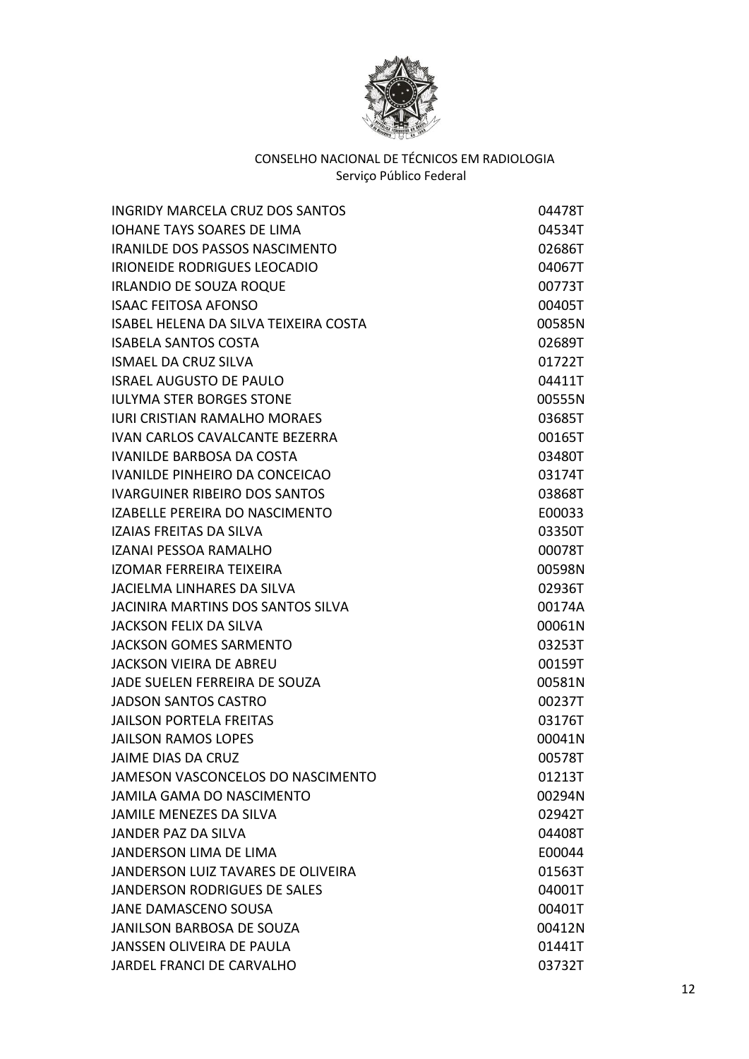CONSELHO NACIONAL DE TÉCNICOS EM RADIOLOGIA
Serviço Público Federal

| | |
|---|---|
| INGRIDY MARCELA CRUZ DOS SANTOS | 04478T |
| IOHANE TAYS SOARES DE LIMA | 04534T |
| IRANILDE DOS PASSOS NASCIMENTO | 02686T |
| IRIONEIDE RODRIGUES LEOCADIO | 04067T |
| IRLANDIO DE SOUZA ROQUE | 00773T |
| ISAAC FEITOSA AFONSO | 00405T |
| ISABEL HELENA DA SILVA TEIXEIRA COSTA | 00585N |
| ISABELA SANTOS COSTA | 02689T |
| ISMAEL DA CRUZ SILVA | 01722T |
| ISRAEL AUGUSTO DE PAULO | 04411T |
| IULYMA STER BORGES STONE | 00555N |
| IURI CRISTIAN RAMALHO MORAES | 03685T |
| IVAN CARLOS CAVALCANTE BEZERRA | 00165T |
| IVANILDE BARBOSA DA COSTA | 03480T |
| IVANILDE PINHEIRO DA CONCEICAO | 03174T |
| IVARGUINER RIBEIRO DOS SANTOS | 03868T |
| IZABELLE PEREIRA DO NASCIMENTO | E00033 |
| IZAIAS FREITAS DA SILVA | 03350T |
| IZANAI PESSOA RAMALHO | 00078T |
| IZOMAR FERREIRA TEIXEIRA | 00598N |
| JACIELMA LINHARES DA SILVA | 02936T |
| JACINIRA MARTINS DOS SANTOS SILVA | 00174A |
| JACKSON FELIX DA SILVA | 00061N |
| JACKSON GOMES SARMENTO | 03253T |
| JACKSON VIEIRA DE ABREU | 00159T |
| JADE SUELEN FERREIRA DE SOUZA | 00581N |
| JADSON SANTOS CASTRO | 00237T |
| JAILSON PORTELA FREITAS | 03176T |
| JAILSON RAMOS LOPES | 00041N |
| JAIME DIAS DA CRUZ | 00578T |
| JAMESON VASCONCELOS DO NASCIMENTO | 01213T |
| JAMILA GAMA DO NASCIMENTO | 00294N |
| JAMILE MENEZES DA SILVA | 02942T |
| JANDER PAZ DA SILVA | 04408T |
| JANDERSON LIMA DE LIMA | E00044 |
| JANDERSON LUIZ TAVARES DE OLIVEIRA | 01563T |
| JANDERSON RODRIGUES DE SALES | 04001T |
| JANE DAMASCENO SOUSA | 00401T |
| JANILSON BARBOSA DE SOUZA | 00412N |
| JANSSEN OLIVEIRA DE PAULA | 01441T |
| JARDEL FRANCI DE CARVALHO | 03732T |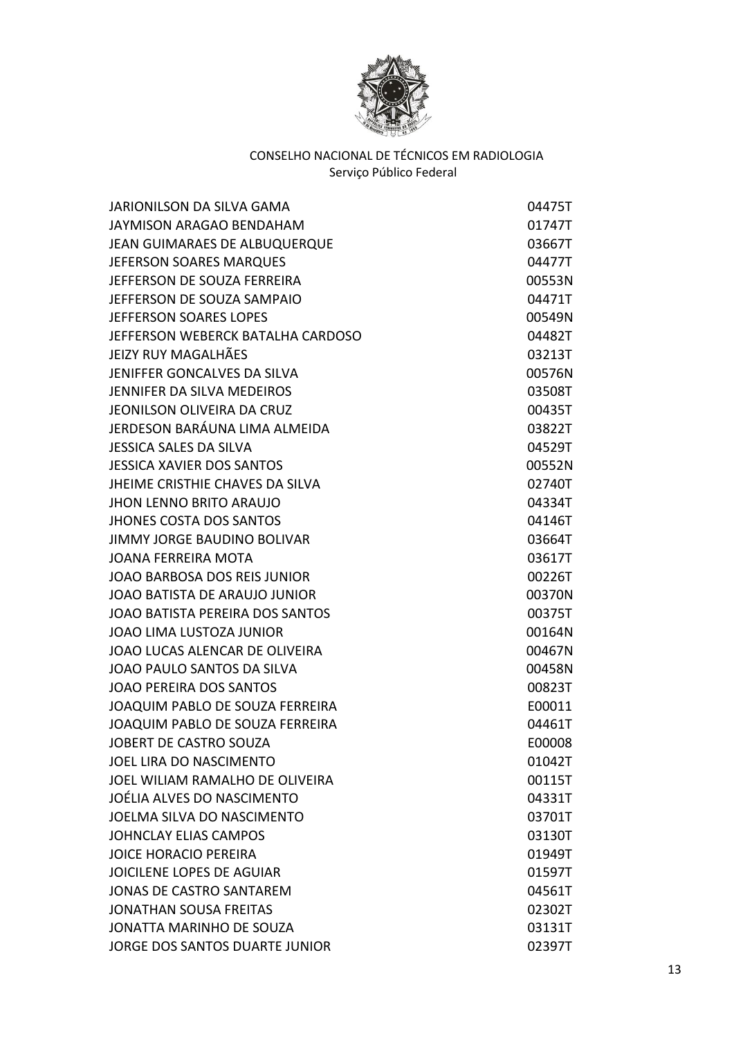CONSELHO NACIONAL DE TÉCNICOS EM RADIOLOGIA
Serviço Público Federal

| | |
|---|---|
| JARIONILSON DA SILVA GAMA | 04475T |
| JAYMISON ARAGAO BENDAHAM | 01747T |
| JEAN GUIMARAES DE ALBUQUERQUE | 03667T |
| JEFERSON SOARES MARQUES | 04477T |
| JEFFERSON DE SOUZA FERREIRA | 00553N |
| JEFFERSON DE SOUZA SAMPAIO | 04471T |
| JEFFERSON SOARES LOPES | 00549N |
| JEFFERSON WEBERCK BATALHA CARDOSO | 04482T |
| JEIZY RUY MAGALHÃES | 03213T |
| JENIFFER GONCALVES DA SILVA | 00576N |
| JENNIFER DA SILVA MEDEIROS | 03508T |
| JEONILSON OLIVEIRA DA CRUZ | 00435T |
| JERDESON BARÁUNA LIMA ALMEIDA | 03822T |
| JESSICA SALES DA SILVA | 04529T |
| JESSICA XAVIER DOS SANTOS | 00552N |
| JHEIME CRISTHIE CHAVES DA SILVA | 02740T |
| JHON LENNO BRITO ARAUJO | 04334T |
| JHONES COSTA DOS SANTOS | 04146T |
| JIMMY JORGE BAUDINO BOLIVAR | 03664T |
| JOANA FERREIRA MOTA | 03617T |
| JOAO BARBOSA DOS REIS JUNIOR | 00226T |
| JOAO BATISTA DE ARAUJO JUNIOR | 00370N |
| JOAO BATISTA PEREIRA DOS SANTOS | 00375T |
| JOAO LIMA LUSTOZA JUNIOR | 00164N |
| JOAO LUCAS ALENCAR DE OLIVEIRA | 00467N |
| JOAO PAULO SANTOS DA SILVA | 00458N |
| JOAO PEREIRA DOS SANTOS | 00823T |
| JOAQUIM PABLO DE SOUZA FERREIRA | E00011 |
| JOAQUIM PABLO DE SOUZA FERREIRA | 04461T |
| JOBERT DE CASTRO SOUZA | E00008 |
| JOEL LIRA DO NASCIMENTO | 01042T |
| JOEL WILIAM RAMALHO DE OLIVEIRA | 00115T |
| JOÉLIA ALVES DO NASCIMENTO | 04331T |
| JOELMA SILVA DO NASCIMENTO | 03701T |
| JOHNCLAY ELIAS CAMPOS | 03130T |
| JOICE HORACIO PEREIRA | 01949T |
| JOICILENE LOPES DE AGUIAR | 01597T |
| JONAS DE CASTRO SANTAREM | 04561T |
| JONATHAN SOUSA FREITAS | 02302T |
| JONATTA MARINHO DE SOUZA | 03131T |
| JORGE DOS SANTOS DUARTE JUNIOR | 02397T |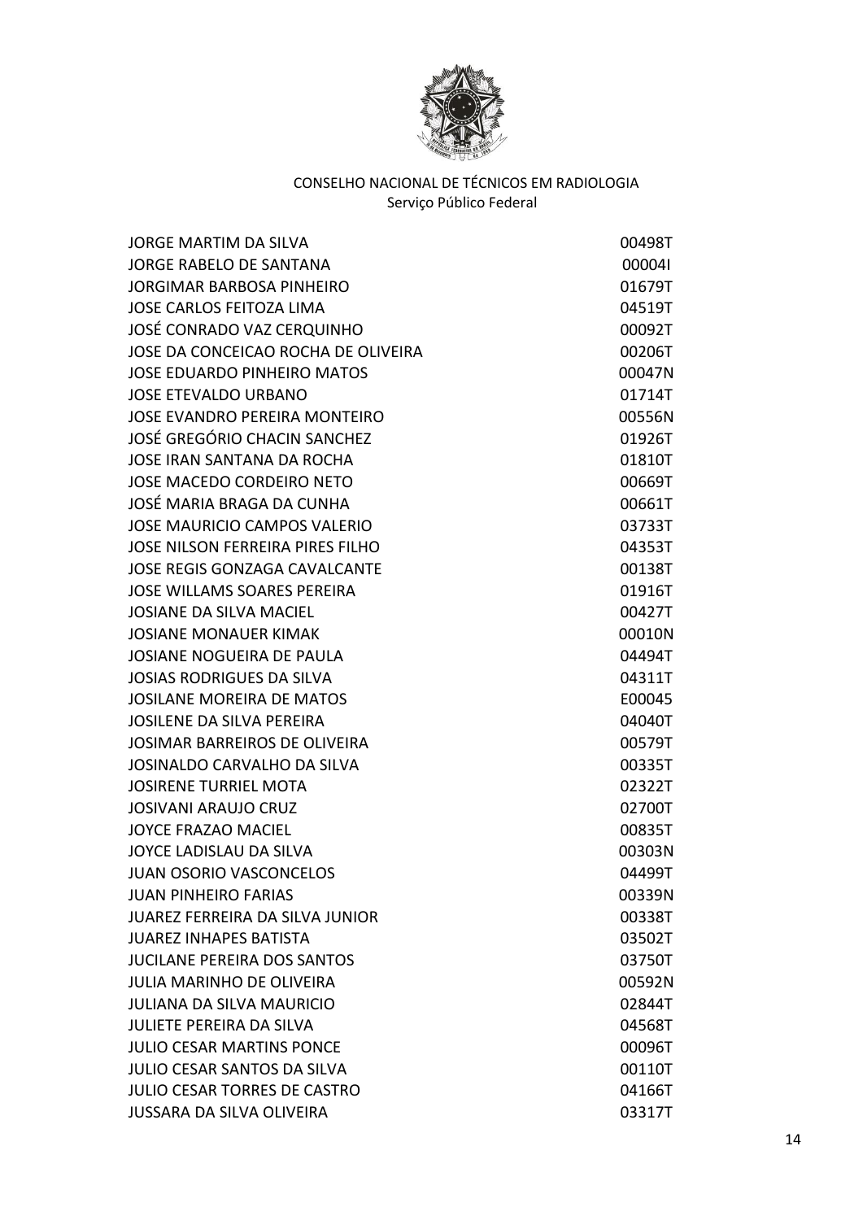CONSELHO NACIONAL DE TÉCNICOS EM RADIOLOGIA
Serviço Público Federal

| | |
|---|---|
| JORGE MARTIM DA SILVA | 00498T |
| JORGE RABELO DE SANTANA | 00004I |
| JORGIMAR BARBOSA PINHEIRO | 01679T |
| JOSE CARLOS FEITOZA LIMA | 04519T |
| JOSÉ CONRADO VAZ CERQUINHO | 00092T |
| JOSE DA CONCEICAO ROCHA DE OLIVEIRA | 00206T |
| JOSE EDUARDO PINHEIRO MATOS | 00047N |
| JOSE ETEVALDO URBANO | 01714T |
| JOSE EVANDRO PEREIRA MONTEIRO | 00556N |
| JOSÉ GREGÓRIO CHACIN SANCHEZ | 01926T |
| JOSE IRAN SANTANA DA ROCHA | 01810T |
| JOSE MACEDO CORDEIRO NETO | 00669T |
| JOSÉ MARIA BRAGA DA CUNHA | 00661T |
| JOSE MAURICIO CAMPOS VALERIO | 03733T |
| JOSE NILSON FERREIRA PIRES FILHO | 04353T |
| JOSE REGIS GONZAGA CAVALCANTE | 00138T |
| JOSE WILLAMS SOARES PEREIRA | 01916T |
| JOSIANE DA SILVA MACIEL | 00427T |
| JOSIANE MONAUER KIMAK | 00010N |
| JOSIANE NOGUEIRA DE PAULA | 04494T |
| JOSIAS RODRIGUES DA SILVA | 04311T |
| JOSILANE MOREIRA DE MATOS | E00045 |
| JOSILENE DA SILVA PEREIRA | 04040T |
| JOSIMAR BARREIROS DE OLIVEIRA | 00579T |
| JOSINALDO CARVALHO DA SILVA | 00335T |
| JOSIRENE TURRIEL MOTA | 02322T |
| JOSIVANI ARAUJO CRUZ | 02700T |
| JOYCE FRAZAO MACIEL | 00835T |
| JOYCE LADISLAU DA SILVA | 00303N |
| JUAN OSORIO VASCONCELOS | 04499T |
| JUAN PINHEIRO FARIAS | 00339N |
| JUAREZ FERREIRA DA SILVA JUNIOR | 00338T |
| JUAREZ INHAPES BATISTA | 03502T |
| JUCILANE PEREIRA DOS SANTOS | 03750T |
| JULIA MARINHO DE OLIVEIRA | 00592N |
| JULIANA DA SILVA MAURICIO | 02844T |
| JULIETE PEREIRA DA SILVA | 04568T |
| JULIO CESAR MARTINS PONCE | 00096T |
| JULIO CESAR SANTOS DA SILVA | 00110T |
| JULIO CESAR TORRES DE CASTRO | 04166T |
| JUSSARA DA SILVA OLIVEIRA | 03317T |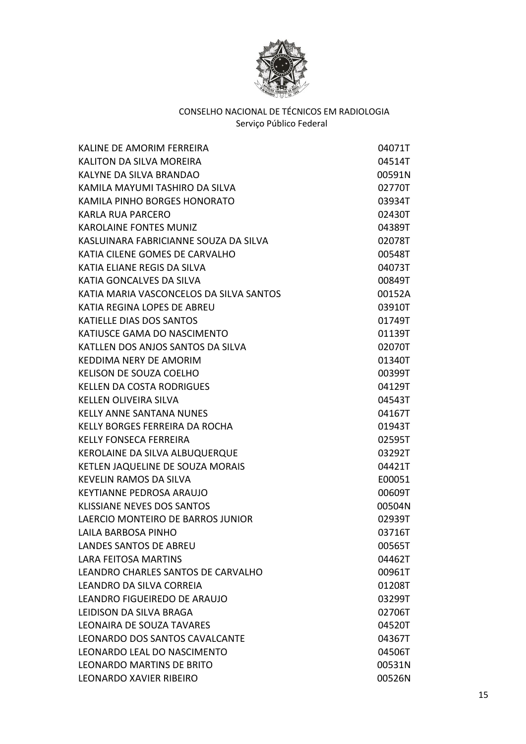CONSELHO NACIONAL DE TÉCNICOS EM RADIOLOGIA
Serviço Público Federal

| | |
|---|---|
| KALINE DE AMORIM FERREIRA | 04071T |
| KALITON DA SILVA MOREIRA | 04514T |
| KALYNE DA SILVA BRANDAO | 00591N |
| KAMILA MAYUMI TASHIRO DA SILVA | 02770T |
| KAMILA PINHO BORGES HONORATO | 03934T |
| KARLA RUA PARCERO | 02430T |
| KAROLAINE FONTES MUNIZ | 04389T |
| KASLUINARA FABRICIANNE SOUZA DA SILVA | 02078T |
| KATIA CILENE GOMES DE CARVALHO | 00548T |
| KATIA ELIANE REGIS DA SILVA | 04073T |
| KATIA GONCALVES DA SILVA | 00849T |
| KATIA MARIA VASCONCELOS DA SILVA SANTOS | 00152A |
| KATIA REGINA LOPES DE ABREU | 03910T |
| KATIELLE DIAS DOS SANTOS | 01749T |
| KATIUSCE GAMA DO NASCIMENTO | 01139T |
| KATLLEN DOS ANJOS SANTOS DA SILVA | 02070T |
| KEDDIMA NERY DE AMORIM | 01340T |
| KELISON DE SOUZA COELHO | 00399T |
| KELLEN DA COSTA RODRIGUES | 04129T |
| KELLEN OLIVEIRA SILVA | 04543T |
| KELLY ANNE SANTANA NUNES | 04167T |
| KELLY BORGES FERREIRA DA ROCHA | 01943T |
| KELLY FONSECA FERREIRA | 02595T |
| KEROLAINE DA SILVA ALBUQUERQUE | 03292T |
| KETLEN JAQUELINE DE SOUZA MORAIS | 04421T |
| KEVELIN RAMOS DA SILVA | E00051 |
| KEYTIANNE PEDROSA ARAUJO | 00609T |
| KLISSIANE NEVES DOS SANTOS | 00504N |
| LAERCIO MONTEIRO DE BARROS JUNIOR | 02939T |
| LAILA BARBOSA PINHO | 03716T |
| LANDES SANTOS DE ABREU | 00565T |
| LARA FEITOSA MARTINS | 04462T |
| LEANDRO CHARLES SANTOS DE CARVALHO | 00961T |
| LEANDRO DA SILVA CORREIA | 01208T |
| LEANDRO FIGUEIREDO DE ARAUJO | 03299T |
| LEIDISON DA SILVA BRAGA | 02706T |
| LEONAIRA DE SOUZA TAVARES | 04520T |
| LEONARDO DOS SANTOS CAVALCANTE | 04367T |
| LEONARDO LEAL DO NASCIMENTO | 04506T |
| LEONARDO MARTINS DE BRITO | 00531N |
| LEONARDO XAVIER RIBEIRO | 00526N |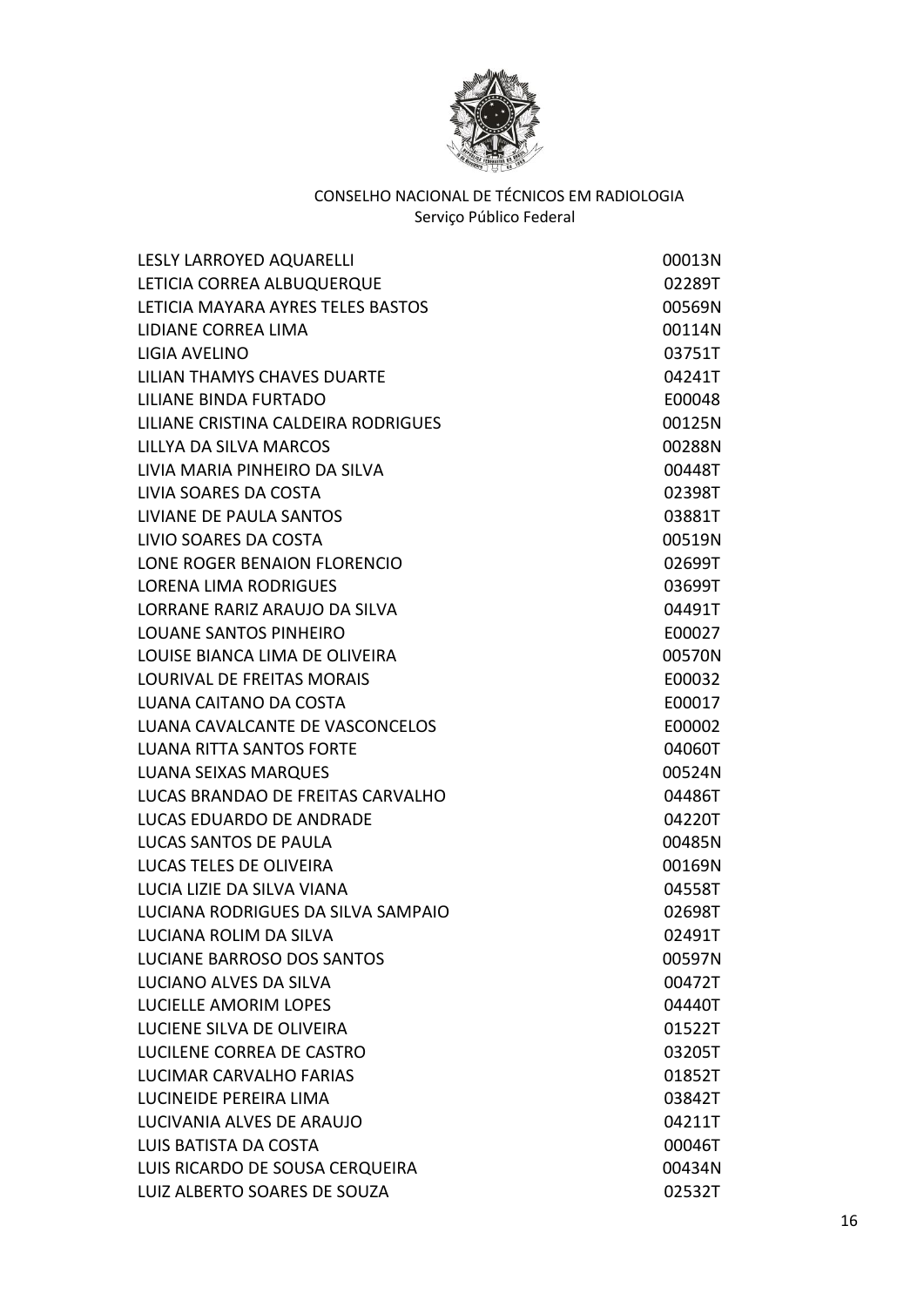CONSELHO NACIONAL DE TÉCNICOS EM RADIOLOGIA
Serviço Público Federal

| | |
|---|---|
| LESLY LARROYED AQUARELLI | 00013N |
| LETICIA CORREA ALBUQUERQUE | 02289T |
| LETICIA MAYARA AYRES TELES BASTOS | 00569N |
| LIDIANE CORREA LIMA | 00114N |
| LIGIA AVELINO | 03751T |
| LILIAN THAMYS CHAVES DUARTE | 04241T |
| LILIANE BINDA FURTADO | E00048 |
| LILIANE CRISTINA CALDEIRA RODRIGUES | 00125N |
| LILLYA DA SILVA MARCOS | 00288N |
| LIVIA MARIA PINHEIRO DA SILVA | 00448T |
| LIVIA SOARES DA COSTA | 02398T |
| LIVIANE DE PAULA SANTOS | 03881T |
| LIVIO SOARES DA COSTA | 00519N |
| LONE ROGER BENAION FLORENCIO | 02699T |
| LORENA LIMA RODRIGUES | 03699T |
| LORRANE RARIZ ARAUJO DA SILVA | 04491T |
| LOUANE SANTOS PINHEIRO | E00027 |
| LOUISE BIANCA LIMA DE OLIVEIRA | 00570N |
| LOURIVAL DE FREITAS MORAIS | E00032 |
| LUANA CAITANO DA COSTA | E00017 |
| LUANA CAVALCANTE DE VASCONCELOS | E00002 |
| LUANA RITTA SANTOS FORTE | 04060T |
| LUANA SEIXAS MARQUES | 00524N |
| LUCAS BRANDAO DE FREITAS CARVALHO | 04486T |
| LUCAS EDUARDO DE ANDRADE | 04220T |
| LUCAS SANTOS DE PAULA | 00485N |
| LUCAS TELES DE OLIVEIRA | 00169N |
| LUCIA LIZIE DA SILVA VIANA | 04558T |
| LUCIANA RODRIGUES DA SILVA SAMPAIO | 02698T |
| LUCIANA ROLIM DA SILVA | 02491T |
| LUCIANE BARROSO DOS SANTOS | 00597N |
| LUCIANO ALVES DA SILVA | 00472T |
| LUCIELLE AMORIM LOPES | 04440T |
| LUCIENE SILVA DE OLIVEIRA | 01522T |
| LUCILENE CORREA DE CASTRO | 03205T |
| LUCIMAR CARVALHO FARIAS | 01852T |
| LUCINEIDE PEREIRA LIMA | 03842T |
| LUCIVANIA ALVES DE ARAUJO | 04211T |
| LUIS BATISTA DA COSTA | 00046T |
| LUIS RICARDO DE SOUSA CERQUEIRA | 00434N |
| LUIZ ALBERTO SOARES DE SOUZA | 02532T |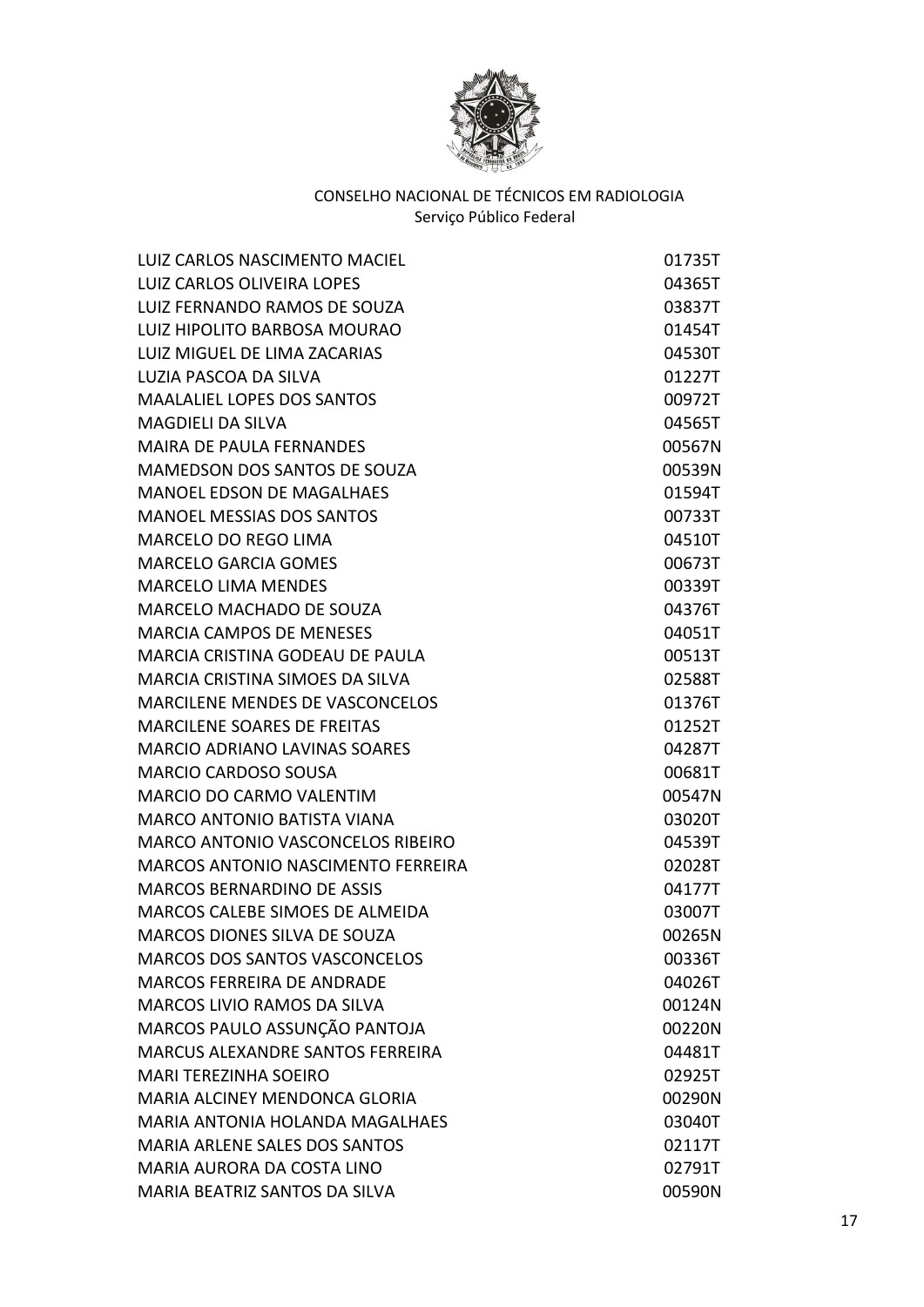CONSELHO NACIONAL DE TÉCNICOS EM RADIOLOGIA
Serviço Público Federal

| | |
|---|---|
| LUIZ CARLOS NASCIMENTO MACIEL | 01735T |
| LUIZ CARLOS OLIVEIRA LOPES | 04365T |
| LUIZ FERNANDO RAMOS DE SOUZA | 03837T |
| LUIZ HIPOLITO BARBOSA MOURAO | 01454T |
| LUIZ MIGUEL DE LIMA ZACARIAS | 04530T |
| LUZIA PASCOA DA SILVA | 01227T |
| MAALALIEL LOPES DOS SANTOS | 00972T |
| MAGDIELI DA SILVA | 04565T |
| MAIRA DE PAULA FERNANDES | 00567N |
| MAMEDSON DOS SANTOS DE SOUZA | 00539N |
| MANOEL EDSON DE MAGALHAES | 01594T |
| MANOEL MESSIAS DOS SANTOS | 00733T |
| MARCELO DO REGO LIMA | 04510T |
| MARCELO GARCIA GOMES | 00673T |
| MARCELO LIMA MENDES | 00339T |
| MARCELO MACHADO DE SOUZA | 04376T |
| MARCIA CAMPOS DE MENESES | 04051T |
| MARCIA CRISTINA GODEAU DE PAULA | 00513T |
| MARCIA CRISTINA SIMOES DA SILVA | 02588T |
| MARCILENE MENDES DE VASCONCELOS | 01376T |
| MARCILENE SOARES DE FREITAS | 01252T |
| MARCIO ADRIANO LAVINAS SOARES | 04287T |
| MARCIO CARDOSO SOUSA | 00681T |
| MARCIO DO CARMO VALENTIM | 00547N |
| MARCO ANTONIO BATISTA VIANA | 03020T |
| MARCO ANTONIO VASCONCELOS RIBEIRO | 04539T |
| MARCOS ANTONIO NASCIMENTO FERREIRA | 02028T |
| MARCOS BERNARDINO DE ASSIS | 04177T |
| MARCOS CALEBE SIMOES DE ALMEIDA | 03007T |
| MARCOS DIONES SILVA DE SOUZA | 00265N |
| MARCOS DOS SANTOS VASCONCELOS | 00336T |
| MARCOS FERREIRA DE ANDRADE | 04026T |
| MARCOS LIVIO RAMOS DA SILVA | 00124N |
| MARCOS PAULO ASSUNÇÃO PANTOJA | 00220N |
| MARCUS ALEXANDRE SANTOS FERREIRA | 04481T |
| MARI TEREZINHA SOEIRO | 02925T |
| MARIA ALCINEY MENDONCA GLORIA | 00290N |
| MARIA ANTONIA HOLANDA MAGALHAES | 03040T |
| MARIA ARLENE SALES DOS SANTOS | 02117T |
| MARIA AURORA DA COSTA LINO | 02791T |
| MARIA BEATRIZ SANTOS DA SILVA | 00590N |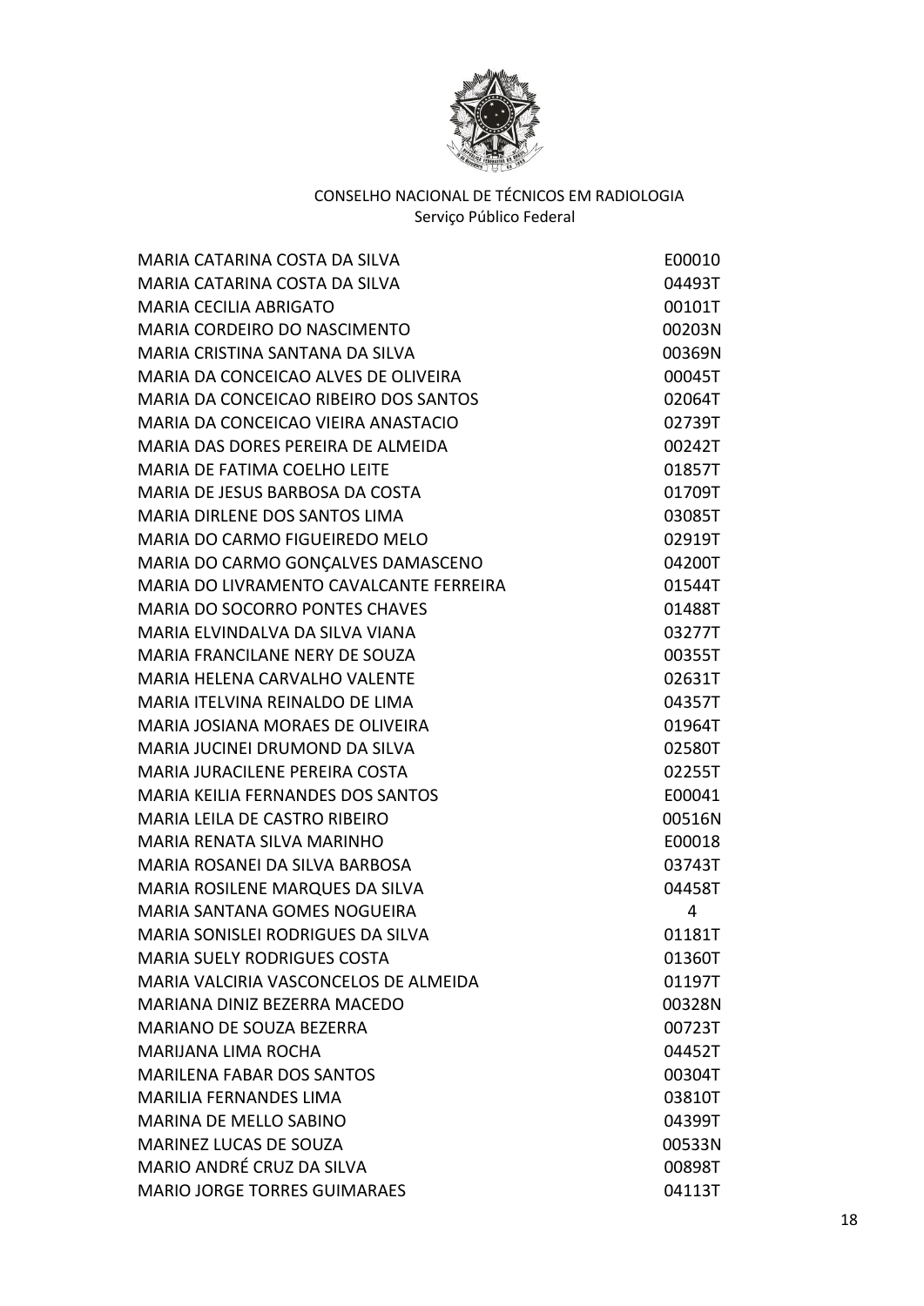CONSELHO NACIONAL DE TÉCNICOS EM RADIOLOGIA
Serviço Público Federal

| | |
|---|---|
| MARIA CATARINA COSTA DA SILVA | E00010 |
| MARIA CATARINA COSTA DA SILVA | 04493T |
| MARIA CECILIA ABRIGATO | 00101T |
| MARIA CORDEIRO DO NASCIMENTO | 00203N |
| MARIA CRISTINA SANTANA DA SILVA | 00369N |
| MARIA DA CONCEICAO ALVES DE OLIVEIRA | 00045T |
| MARIA DA CONCEICAO RIBEIRO DOS SANTOS | 02064T |
| MARIA DA CONCEICAO VIEIRA ANASTACIO | 02739T |
| MARIA DAS DORES PEREIRA DE ALMEIDA | 00242T |
| MARIA DE FATIMA COELHO LEITE | 01857T |
| MARIA DE JESUS BARBOSA DA COSTA | 01709T |
| MARIA DIRLENE DOS SANTOS LIMA | 03085T |
| MARIA DO CARMO FIGUEIREDO MELO | 02919T |
| MARIA DO CARMO GONÇALVES DAMASCENO | 04200T |
| MARIA DO LIVRAMENTO CAVALCANTE FERREIRA | 01544T |
| MARIA DO SOCORRO PONTES CHAVES | 01488T |
| MARIA ELVINDALVA DA SILVA VIANA | 03277T |
| MARIA FRANCILANE NERY DE SOUZA | 00355T |
| MARIA HELENA CARVALHO VALENTE | 02631T |
| MARIA ITELVINA REINALDO DE LIMA | 04357T |
| MARIA JOSIANA MORAES DE OLIVEIRA | 01964T |
| MARIA JUCINEI DRUMOND DA SILVA | 02580T |
| MARIA JURACILENE PEREIRA COSTA | 02255T |
| MARIA KEILIA FERNANDES DOS SANTOS | E00041 |
| MARIA LEILA DE CASTRO RIBEIRO | 00516N |
| MARIA RENATA SILVA MARINHO | E00018 |
| MARIA ROSANEI DA SILVA BARBOSA | 03743T |
| MARIA ROSILENE MARQUES DA SILVA | 04458T |
| MARIA SANTANA GOMES NOGUEIRA | 4 |
| MARIA SONISLEI RODRIGUES DA SILVA | 01181T |
| MARIA SUELY RODRIGUES COSTA | 01360T |
| MARIA VALCIRIA VASCONCELOS DE ALMEIDA | 01197T |
| MARIANA DINIZ BEZERRA MACEDO | 00328N |
| MARIANO DE SOUZA BEZERRA | 00723T |
| MARIJANA LIMA ROCHA | 04452T |
| MARILENA FABAR DOS SANTOS | 00304T |
| MARILIA FERNANDES LIMA | 03810T |
| MARINA DE MELLO SABINO | 04399T |
| MARINEZ LUCAS DE SOUZA | 00533N |
| MARIO ANDRÉ CRUZ DA SILVA | 00898T |
| MARIO JORGE TORRES GUIMARAES | 04113T |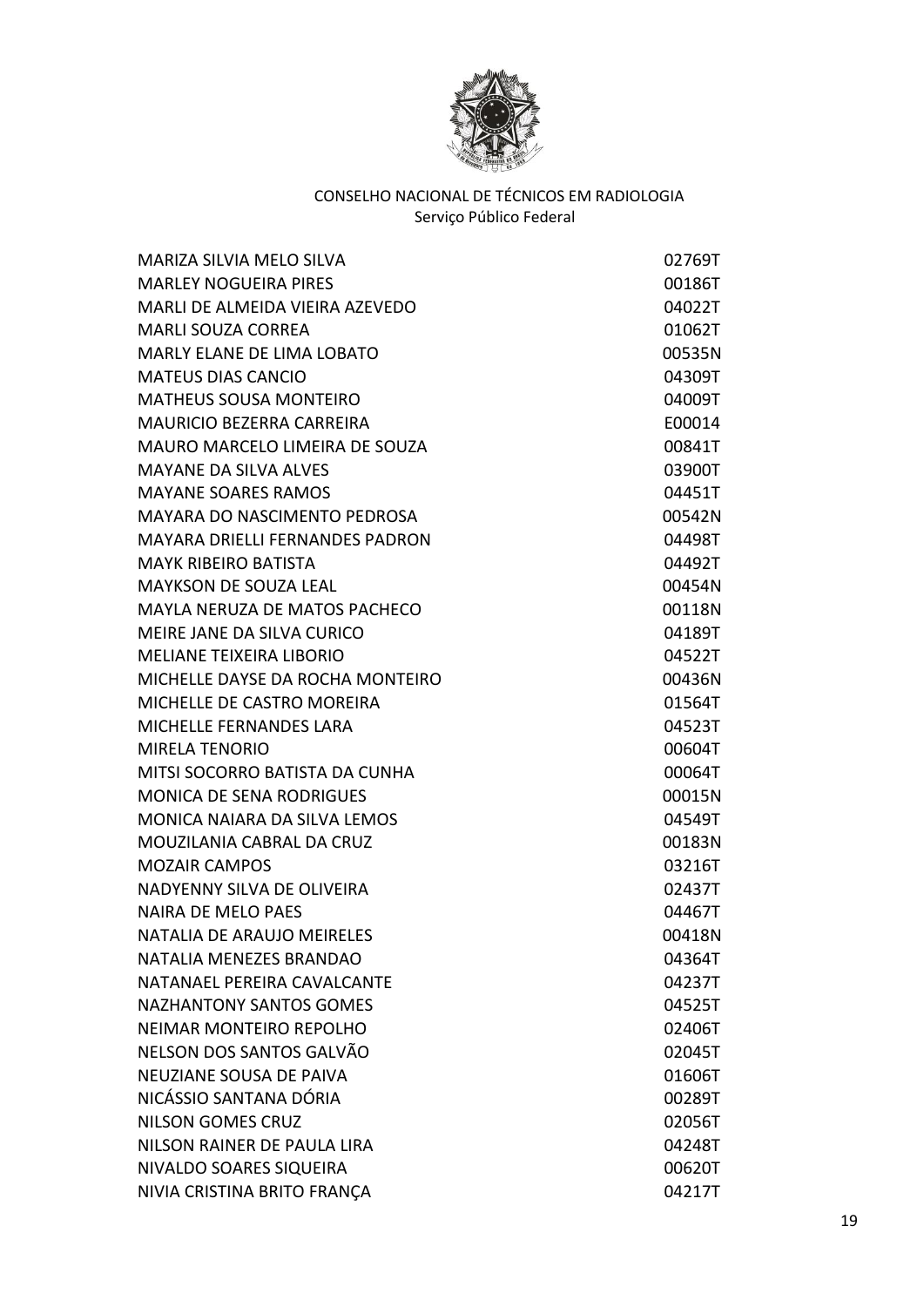CONSELHO NACIONAL DE TÉCNICOS EM RADIOLOGIA
Serviço Público Federal

| | |
|---|---|
| MARIZA SILVIA MELO SILVA | 02769T |
| MARLEY NOGUEIRA PIRES | 00186T |
| MARLI DE ALMEIDA VIEIRA AZEVEDO | 04022T |
| MARLI SOUZA CORREA | 01062T |
| MARLY ELANE DE LIMA LOBATO | 00535N |
| MATEUS DIAS CANCIO | 04309T |
| MATHEUS SOUSA MONTEIRO | 04009T |
| MAURICIO BEZERRA CARREIRA | E00014 |
| MAURO MARCELO LIMEIRA DE SOUZA | 00841T |
| MAYANE DA SILVA ALVES | 03900T |
| MAYANE SOARES RAMOS | 04451T |
| MAYARA DO NASCIMENTO PEDROSA | 00542N |
| MAYARA DRIELLI FERNANDES PADRON | 04498T |
| MAYK RIBEIRO BATISTA | 04492T |
| MAYKSON DE SOUZA LEAL | 00454N |
| MAYLA NERUZA DE MATOS PACHECO | 00118N |
| MEIRE JANE DA SILVA CURICO | 04189T |
| MELIANE TEIXEIRA LIBORIO | 04522T |
| MICHELLE DAYSE DA ROCHA MONTEIRO | 00436N |
| MICHELLE DE CASTRO MOREIRA | 01564T |
| MICHELLE FERNANDES LARA | 04523T |
| MIRELA TENORIO | 00604T |
| MITSI SOCORRO BATISTA DA CUNHA | 00064T |
| MONICA DE SENA RODRIGUES | 00015N |
| MONICA NAIARA DA SILVA LEMOS | 04549T |
| MOUZILANIA CABRAL DA CRUZ | 00183N |
| MOZAIR CAMPOS | 03216T |
| NADYENNY SILVA DE OLIVEIRA | 02437T |
| NAIRA DE MELO PAES | 04467T |
| NATALIA DE ARAUJO MEIRELES | 00418N |
| NATALIA MENEZES BRANDAO | 04364T |
| NATANAEL PEREIRA CAVALCANTE | 04237T |
| NAZHANTONY SANTOS GOMES | 04525T |
| NEIMAR MONTEIRO REPOLHO | 02406T |
| NELSON DOS SANTOS GALVÃO | 02045T |
| NEUZIANE SOUSA DE PAIVA | 01606T |
| NICÁSSIO SANTANA DÓRIA | 00289T |
| NILSON GOMES CRUZ | 02056T |
| NILSON RAINER DE PAULA LIRA | 04248T |
| NIVALDO SOARES SIQUEIRA | 00620T |
| NIVIA CRISTINA BRITO FRANÇA | 04217T |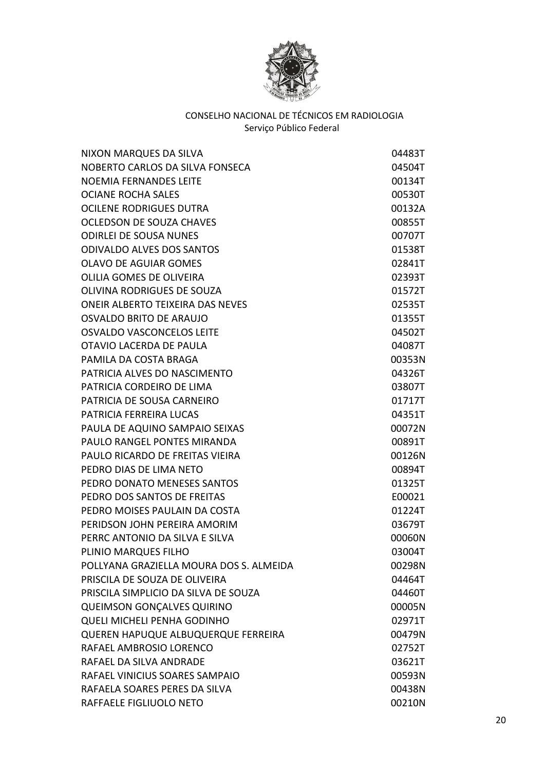CONSELHO NACIONAL DE TÉCNICOS EM RADIOLOGIA
Serviço Público Federal

| | |
|---|---|
| NIXON MARQUES DA SILVA | 04483T |
| NOBERTO CARLOS DA SILVA FONSECA | 04504T |
| NOEMIA FERNANDES LEITE | 00134T |
| OCIANE ROCHA SALES | 00530T |
| OCILENE RODRIGUES DUTRA | 00132A |
| OCLEDSON DE SOUZA CHAVES | 00855T |
| ODIRLEI DE SOUSA NUNES | 00707T |
| ODIVALDO ALVES DOS SANTOS | 01538T |
| OLAVO DE AGUIAR GOMES | 02841T |
| OLILIA GOMES DE OLIVEIRA | 02393T |
| OLIVINA RODRIGUES DE SOUZA | 01572T |
| ONEIR ALBERTO TEIXEIRA DAS NEVES | 02535T |
| OSVALDO BRITO DE ARAUJO | 01355T |
| OSVALDO VASCONCELOS LEITE | 04502T |
| OTAVIO LACERDA DE PAULA | 04087T |
| PAMILA DA COSTA BRAGA | 00353N |
| PATRICIA ALVES DO NASCIMENTO | 04326T |
| PATRICIA CORDEIRO DE LIMA | 03807T |
| PATRICIA DE SOUSA CARNEIRO | 01717T |
| PATRICIA FERREIRA LUCAS | 04351T |
| PAULA DE AQUINO SAMPAIO SEIXAS | 00072N |
| PAULO RANGEL PONTES MIRANDA | 00891T |
| PAULO RICARDO DE FREITAS VIEIRA | 00126N |
| PEDRO DIAS DE LIMA NETO | 00894T |
| PEDRO DONATO MENESES SANTOS | 01325T |
| PEDRO DOS SANTOS DE FREITAS | E00021 |
| PEDRO MOISES PAULAIN DA COSTA | 01224T |
| PERIDSON JOHN PEREIRA AMORIM | 03679T |
| PERRC ANTONIO DA SILVA E SILVA | 00060N |
| PLINIO MARQUES FILHO | 03004T |
| POLLYANA GRAZIELLA MOURA DOS S. ALMEIDA | 00298N |
| PRISCILA DE SOUZA DE OLIVEIRA | 04464T |
| PRISCILA SIMPLICIO DA SILVA DE SOUZA | 04460T |
| QUEIMSON GONÇALVES QUIRINO | 00005N |
| QUELI MICHELI PENHA GODINHO | 02971T |
| QUEREN HAPUQUE ALBUQUERQUE FERREIRA | 00479N |
| RAFAEL AMBROSIO LORENCO | 02752T |
| RAFAEL DA SILVA ANDRADE | 03621T |
| RAFAEL VINICIUS SOARES SAMPAIO | 00593N |
| RAFAELA SOARES PERES DA SILVA | 00438N |
| RAFFAELE FIGLIUOLO NETO | 00210N |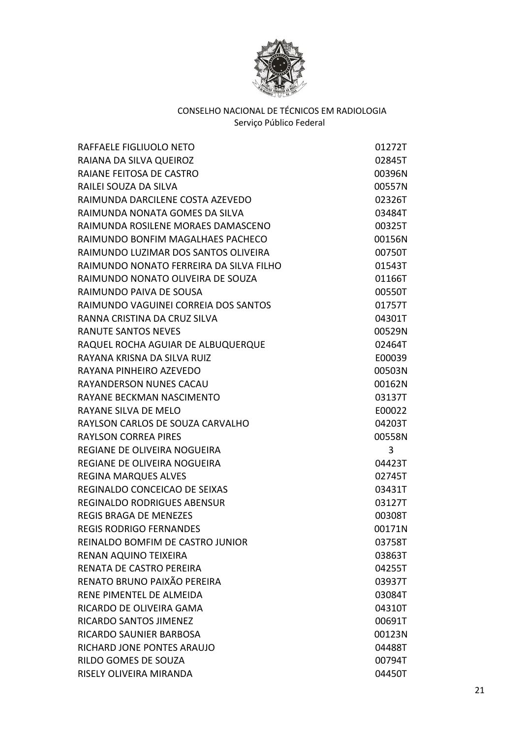CONSELHO NACIONAL DE TÉCNICOS EM RADIOLOGIA
Serviço Público Federal

| | |
|---|---|
| RAFFAELE FIGLIUOLO NETO | 01272T |
| RAIANA DA SILVA QUEIROZ | 02845T |
| RAIANE FEITOSA DE CASTRO | 00396N |
| RAILEI SOUZA DA SILVA | 00557N |
| RAIMUNDA DARCILENE COSTA AZEVEDO | 02326T |
| RAIMUNDA NONATA GOMES DA SILVA | 03484T |
| RAIMUNDA ROSILENE MORAES DAMASCENO | 00325T |
| RAIMUNDO BONFIM MAGALHAES PACHECO | 00156N |
| RAIMUNDO LUZIMAR DOS SANTOS OLIVEIRA | 00750T |
| RAIMUNDO NONATO FERREIRA DA SILVA FILHO | 01543T |
| RAIMUNDO NONATO OLIVEIRA DE SOUZA | 01166T |
| RAIMUNDO PAIVA DE SOUSA | 00550T |
| RAIMUNDO VAGUINEI CORREIA DOS SANTOS | 01757T |
| RANNA CRISTINA DA CRUZ SILVA | 04301T |
| RANUTE SANTOS NEVES | 00529N |
| RAQUEL ROCHA AGUIAR DE ALBUQUERQUE | 02464T |
| RAYANA KRISNA DA SILVA RUIZ | E00039 |
| RAYANA PINHEIRO AZEVEDO | 00503N |
| RAYANDERSON NUNES CACAU | 00162N |
| RAYANE BECKMAN NASCIMENTO | 03137T |
| RAYANE SILVA DE MELO | E00022 |
| RAYLSON CARLOS DE SOUZA CARVALHO | 04203T |
| RAYLSON CORREA PIRES | 00558N |
| REGIANE DE OLIVEIRA NOGUEIRA | 3 |
| REGIANE DE OLIVEIRA NOGUEIRA | 04423T |
| REGINA MARQUES ALVES | 02745T |
| REGINALDO CONCEICAO DE SEIXAS | 03431T |
| REGINALDO RODRIGUES ABENSUR | 03127T |
| REGIS BRAGA DE MENEZES | 00308T |
| REGIS RODRIGO FERNANDES | 00171N |
| REINALDO BOMFIM DE CASTRO JUNIOR | 03758T |
| RENAN AQUINO TEIXEIRA | 03863T |
| RENATA DE CASTRO PEREIRA | 04255T |
| RENATO BRUNO PAIXÃO PEREIRA | 03937T |
| RENE PIMENTEL DE ALMEIDA | 03084T |
| RICARDO DE OLIVEIRA GAMA | 04310T |
| RICARDO SANTOS JIMENEZ | 00691T |
| RICARDO SAUNIER BARBOSA | 00123N |
| RICHARD JONE PONTES ARAUJO | 04488T |
| RILDO GOMES DE SOUZA | 00794T |
| RISELY OLIVEIRA MIRANDA | 04450T |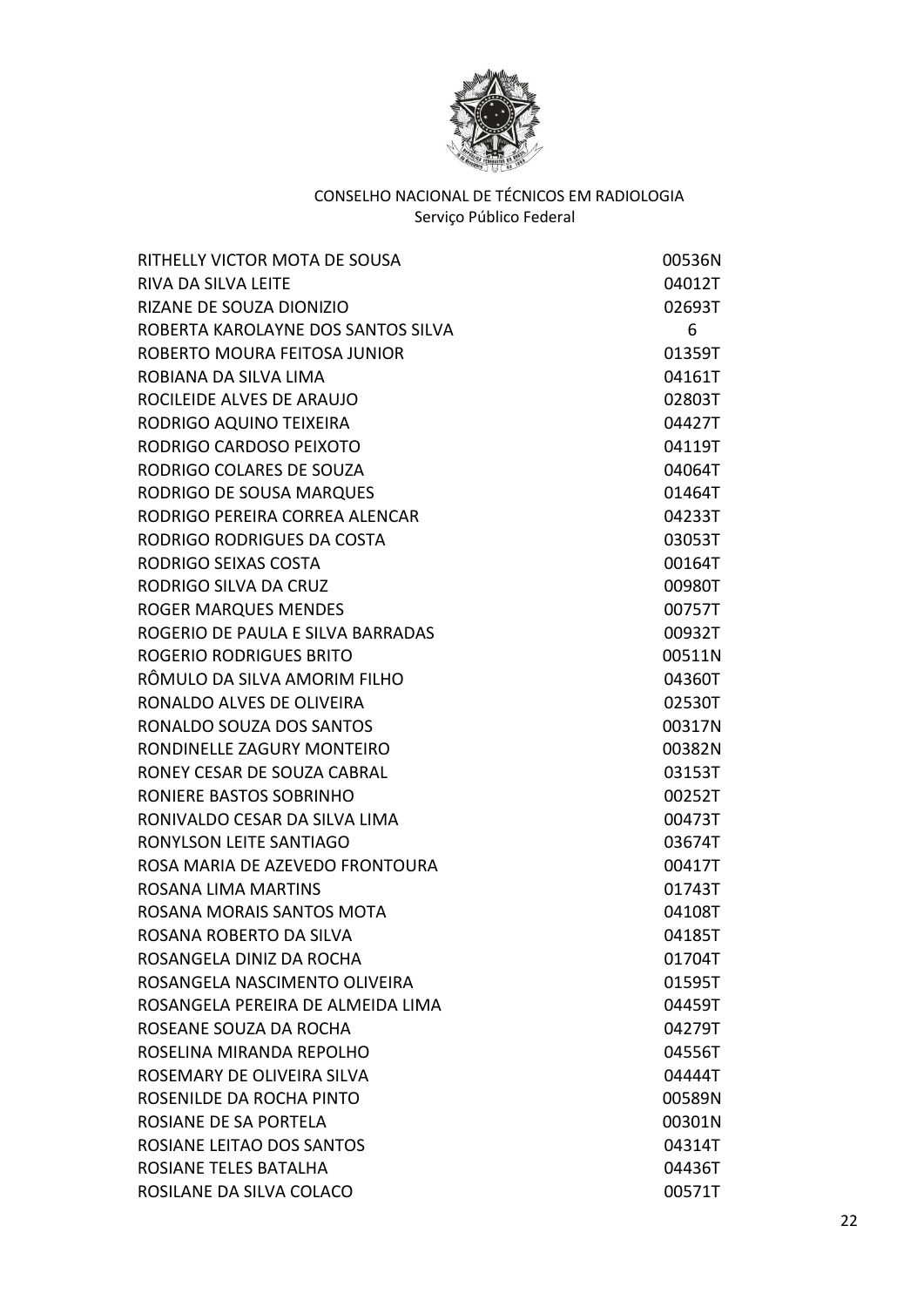CONSELHO NACIONAL DE TÉCNICOS EM RADIOLOGIA
Serviço Público Federal

| | |
|---|---|
| RITHELLY VICTOR MOTA DE SOUSA | 00536N |
| RIVA DA SILVA LEITE | 04012T |
| RIZANE DE SOUZA DIONIZIO | 02693T |
| ROBERTA KAROLAYNE DOS SANTOS SILVA | 6 |
| ROBERTO MOURA FEITOSA JUNIOR | 01359T |
| ROBIANA DA SILVA LIMA | 04161T |
| ROCILEIDE ALVES DE ARAUJO | 02803T |
| RODRIGO AQUINO TEIXEIRA | 04427T |
| RODRIGO CARDOSO PEIXOTO | 04119T |
| RODRIGO COLARES DE SOUZA | 04064T |
| RODRIGO DE SOUSA MARQUES | 01464T |
| RODRIGO PEREIRA CORREA ALENCAR | 04233T |
| RODRIGO RODRIGUES DA COSTA | 03053T |
| RODRIGO SEIXAS COSTA | 00164T |
| RODRIGO SILVA DA CRUZ | 00980T |
| ROGER MARQUES MENDES | 00757T |
| ROGERIO DE PAULA E SILVA BARRADAS | 00932T |
| ROGERIO RODRIGUES BRITO | 00511N |
| RÔMULO DA SILVA AMORIM FILHO | 04360T |
| RONALDO ALVES DE OLIVEIRA | 02530T |
| RONALDO SOUZA DOS SANTOS | 00317N |
| RONDINELLE ZAGURY MONTEIRO | 00382N |
| RONEY CESAR DE SOUZA CABRAL | 03153T |
| RONIERE BASTOS SOBRINHO | 00252T |
| RONIVALDO CESAR DA SILVA LIMA | 00473T |
| RONYLSON LEITE SANTIAGO | 03674T |
| ROSA MARIA DE AZEVEDO FRONTOURA | 00417T |
| ROSANA LIMA MARTINS | 01743T |
| ROSANA MORAIS SANTOS MOTA | 04108T |
| ROSANA ROBERTO DA SILVA | 04185T |
| ROSANGELA DINIZ DA ROCHA | 01704T |
| ROSANGELA NASCIMENTO OLIVEIRA | 01595T |
| ROSANGELA PEREIRA DE ALMEIDA LIMA | 04459T |
| ROSEANE SOUZA DA ROCHA | 04279T |
| ROSELINA MIRANDA REPOLHO | 04556T |
| ROSEMARY DE OLIVEIRA SILVA | 04444T |
| ROSENILDE DA ROCHA PINTO | 00589N |
| ROSIANE DE SA PORTELA | 00301N |
| ROSIANE LEITAO DOS SANTOS | 04314T |
| ROSIANE TELES BATALHA | 04436T |
| ROSILANE DA SILVA COLACO | 00571T |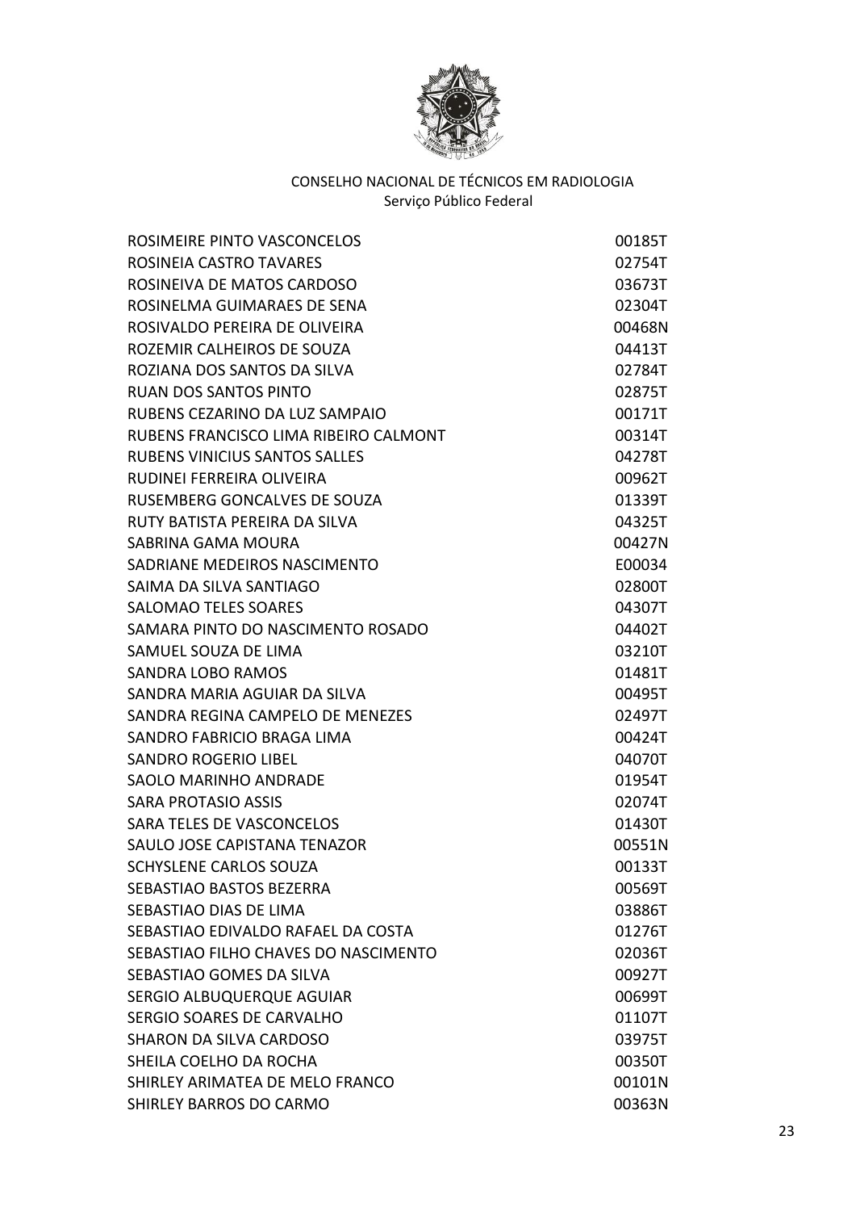CONSELHO NACIONAL DE TÉCNICOS EM RADIOLOGIA
Serviço Público Federal

| | |
|---|---|
| ROSIMEIRE PINTO VASCONCELOS | 00185T |
| ROSINEIA CASTRO TAVARES | 02754T |
| ROSINEIVA DE MATOS CARDOSO | 03673T |
| ROSINELMA GUIMARAES DE SENA | 02304T |
| ROSIVALDO PEREIRA DE OLIVEIRA | 00468N |
| ROZEMIR CALHEIROS DE SOUZA | 04413T |
| ROZIANA DOS SANTOS DA SILVA | 02784T |
| RUAN DOS SANTOS PINTO | 02875T |
| RUBENS CEZARINO DA LUZ SAMPAIO | 00171T |
| RUBENS FRANCISCO LIMA RIBEIRO CALMONT | 00314T |
| RUBENS VINICIUS SANTOS SALLES | 04278T |
| RUDINEI FERREIRA OLIVEIRA | 00962T |
| RUSEMBERG GONCALVES DE SOUZA | 01339T |
| RUTY BATISTA PEREIRA DA SILVA | 04325T |
| SABRINA GAMA MOURA | 00427N |
| SADRIANE MEDEIROS NASCIMENTO | E00034 |
| SAIMA DA SILVA SANTIAGO | 02800T |
| SALOMAO TELES SOARES | 04307T |
| SAMARA PINTO DO NASCIMENTO ROSADO | 04402T |
| SAMUEL SOUZA DE LIMA | 03210T |
| SANDRA LOBO RAMOS | 01481T |
| SANDRA MARIA AGUIAR DA SILVA | 00495T |
| SANDRA REGINA CAMPELO DE MENEZES | 02497T |
| SANDRO FABRICIO BRAGA LIMA | 00424T |
| SANDRO ROGERIO LIBEL | 04070T |
| SAOLO MARINHO ANDRADE | 01954T |
| SARA PROTASIO ASSIS | 02074T |
| SARA TELES DE VASCONCELOS | 01430T |
| SAULO JOSE CAPISTANA TENAZOR | 00551N |
| SCHYSLENE CARLOS SOUZA | 00133T |
| SEBASTIAO BASTOS BEZERRA | 00569T |
| SEBASTIAO DIAS DE LIMA | 03886T |
| SEBASTIAO EDIVALDO RAFAEL DA COSTA | 01276T |
| SEBASTIAO FILHO CHAVES DO NASCIMENTO | 02036T |
| SEBASTIAO GOMES DA SILVA | 00927T |
| SERGIO ALBUQUERQUE AGUIAR | 00699T |
| SERGIO SOARES DE CARVALHO | 01107T |
| SHARON DA SILVA CARDOSO | 03975T |
| SHEILA COELHO DA ROCHA | 00350T |
| SHIRLEY ARIMATEA DE MELO FRANCO | 00101N |
| SHIRLEY BARROS DO CARMO | 00363N |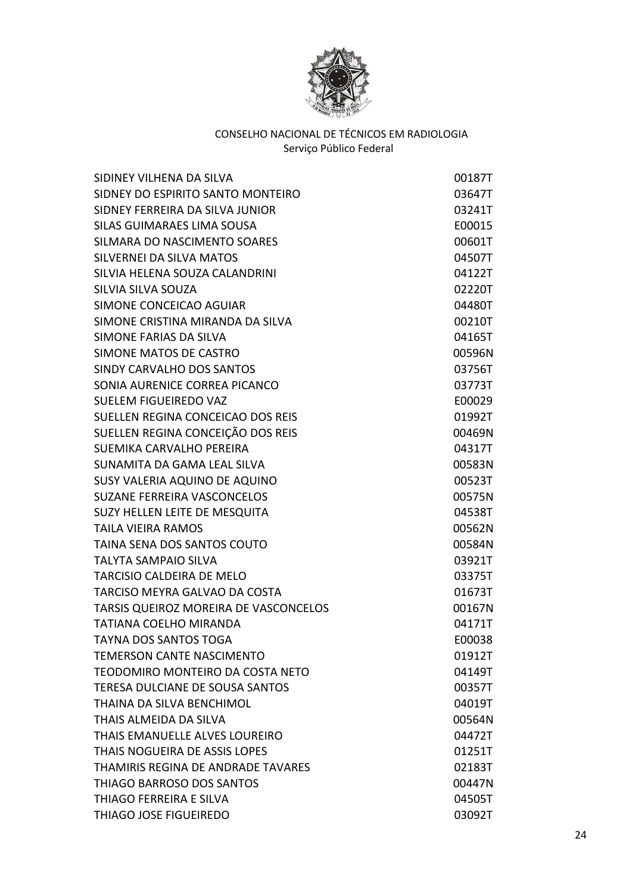CONSELHO NACIONAL DE TÉCNICOS EM RADIOLOGIA
Serviço Público Federal

| | |
|---|---|
| SIDINEY VILHENA DA SILVA | 00187T |
| SIDNEY DO ESPIRITO SANTO MONTEIRO | 03647T |
| SIDNEY FERREIRA DA SILVA JUNIOR | 03241T |
| SILAS GUIMARAES LIMA SOUSA | E00015 |
| SILMARA DO NASCIMENTO SOARES | 00601T |
| SILVERNEI DA SILVA MATOS | 04507T |
| SILVIA HELENA SOUZA CALANDRINI | 04122T |
| SILVIA SILVA SOUZA | 02220T |
| SIMONE CONCEICAO AGUIAR | 04480T |
| SIMONE CRISTINA MIRANDA DA SILVA | 00210T |
| SIMONE FARIAS DA SILVA | 04165T |
| SIMONE MATOS DE CASTRO | 00596N |
| SINDY CARVALHO DOS SANTOS | 03756T |
| SONIA AURENICE CORREA PICANCO | 03773T |
| SUELEM FIGUEIREDO VAZ | E00029 |
| SUELLEN REGINA CONCEICAO DOS REIS | 01992T |
| SUELLEN REGINA CONCEIÇÃO DOS REIS | 00469N |
| SUEMIKA CARVALHO PEREIRA | 04317T |
| SUNAMITA DA GAMA LEAL SILVA | 00583N |
| SUSY VALERIA AQUINO DE AQUINO | 00523T |
| SUZANE FERREIRA VASCONCELOS | 00575N |
| SUZY HELLEN LEITE DE MESQUITA | 04538T |
| TAILA VIEIRA RAMOS | 00562N |
| TAINA SENA DOS SANTOS COUTO | 00584N |
| TALYTA SAMPAIO SILVA | 03921T |
| TARCISIO CALDEIRA DE MELO | 03375T |
| TARCISO MEYRA GALVAO DA COSTA | 01673T |
| TARSIS QUEIROZ MOREIRA DE VASCONCELOS | 00167N |
| TATIANA COELHO MIRANDA | 04171T |
| TAYNA DOS SANTOS TOGA | E00038 |
| TEMERSON CANTE NASCIMENTO | 01912T |
| TEODOMIRO MONTEIRO DA COSTA NETO | 04149T |
| TERESA DULCIANE DE SOUSA SANTOS | 00357T |
| THAINA DA SILVA BENCHIMOL | 04019T |
| THAIS ALMEIDA DA SILVA | 00564N |
| THAIS EMANUELLE ALVES LOUREIRO | 04472T |
| THAIS NOGUEIRA DE ASSIS LOPES | 01251T |
| THAMIRIS REGINA DE ANDRADE TAVARES | 02183T |
| THIAGO BARROSO DOS SANTOS | 00447N |
| THIAGO FERREIRA E SILVA | 04505T |
| THIAGO JOSE FIGUEIREDO | 03092T |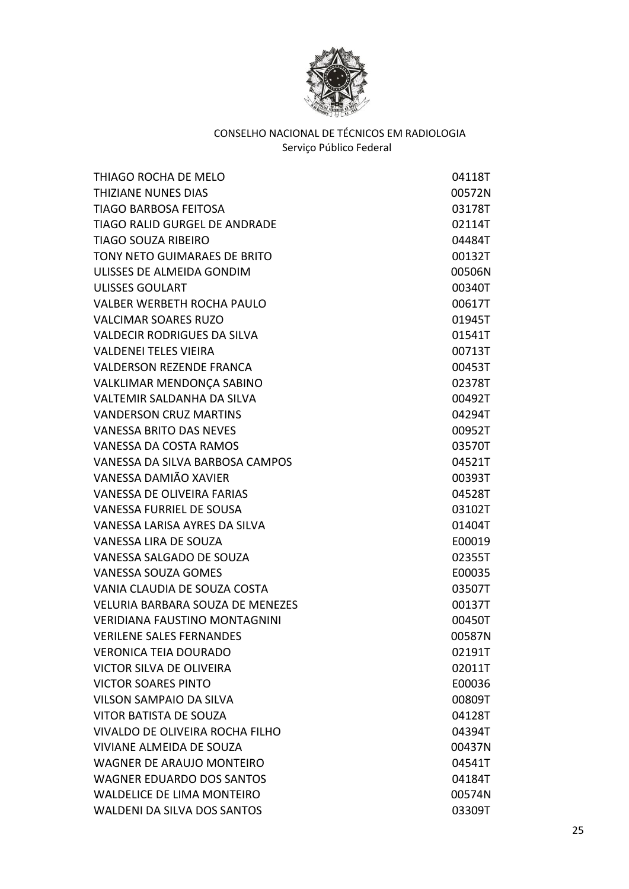CONSELHO NACIONAL DE TÉCNICOS EM RADIOLOGIA
Serviço Público Federal

| | |
|---|---|
| THIAGO ROCHA DE MELO | 04118T |
| THIZIANE NUNES DIAS | 00572N |
| TIAGO BARBOSA FEITOSA | 03178T |
| TIAGO RALID GURGEL DE ANDRADE | 02114T |
| TIAGO SOUZA RIBEIRO | 04484T |
| TONY NETO GUIMARAES DE BRITO | 00132T |
| ULISSES DE ALMEIDA GONDIM | 00506N |
| ULISSES GOULART | 00340T |
| VALBER WERBETH ROCHA PAULO | 00617T |
| VALCIMAR SOARES RUZO | 01945T |
| VALDECIR RODRIGUES DA SILVA | 01541T |
| VALDENEI TELES VIEIRA | 00713T |
| VALDERSON REZENDE FRANCA | 00453T |
| VALKLIMAR MENDONÇA SABINO | 02378T |
| VALTEMIR SALDANHA DA SILVA | 00492T |
| VANDERSON CRUZ MARTINS | 04294T |
| VANESSA BRITO DAS NEVES | 00952T |
| VANESSA DA COSTA RAMOS | 03570T |
| VANESSA DA SILVA BARBOSA CAMPOS | 04521T |
| VANESSA DAMIÃO XAVIER | 00393T |
| VANESSA DE OLIVEIRA FARIAS | 04528T |
| VANESSA FURRIEL DE SOUSA | 03102T |
| VANESSA LARISA AYRES DA SILVA | 01404T |
| VANESSA LIRA DE SOUZA | E00019 |
| VANESSA SALGADO DE SOUZA | 02355T |
| VANESSA SOUZA GOMES | E00035 |
| VANIA CLAUDIA DE SOUZA COSTA | 03507T |
| VELURIA BARBARA SOUZA DE MENEZES | 00137T |
| VERIDIANA FAUSTINO MONTAGNINI | 00450T |
| VERILENE SALES FERNANDES | 00587N |
| VERONICA TEIA DOURADO | 02191T |
| VICTOR SILVA DE OLIVEIRA | 02011T |
| VICTOR SOARES PINTO | E00036 |
| VILSON SAMPAIO DA SILVA | 00809T |
| VITOR BATISTA DE SOUZA | 04128T |
| VIVALDO DE OLIVEIRA ROCHA FILHO | 04394T |
| VIVIANE ALMEIDA DE SOUZA | 00437N |
| WAGNER DE ARAUJO MONTEIRO | 04541T |
| WAGNER EDUARDO DOS SANTOS | 04184T |
| WALDELICE DE LIMA MONTEIRO | 00574N |
| WALDENI DA SILVA DOS SANTOS | 03309T |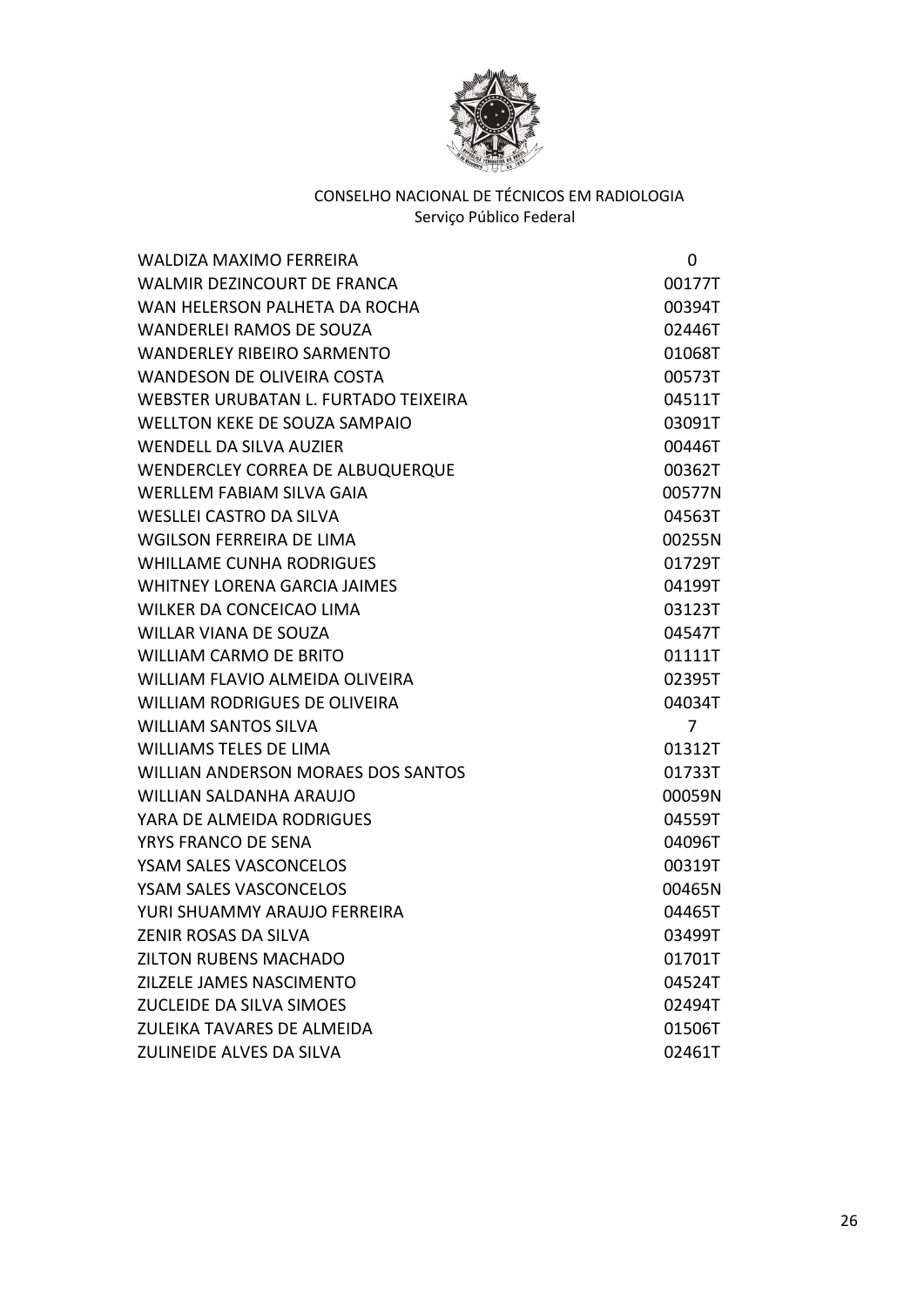CONSELHO NACIONAL DE TÉCNICOS EM RADIOLOGIA
Serviço Público Federal

| | |
|---|---|
| WALDIZA MAXIMO FERREIRA | 0 |
| WALMIR DEZINCOURT DE FRANCA | 00177T |
| WAN HELERSON PALHETA DA ROCHA | 00394T |
| WANDERLEI RAMOS DE SOUZA | 02446T |
| WANDERLEY RIBEIRO SARMENTO | 01068T |
| WANDESON DE OLIVEIRA COSTA | 00573T |
| WEBSTER URUBATAN L. FURTADO TEIXEIRA | 04511T |
| WELLTON KEKE DE SOUZA SAMPAIO | 03091T |
| WENDELL DA SILVA AUZIER | 00446T |
| WENDERCLEY CORREA DE ALBUQUERQUE | 00362T |
| WERLLEM FABIAM SILVA GAIA | 00577N |
| WESLLEI CASTRO DA SILVA | 04563T |
| WGILSON FERREIRA DE LIMA | 00255N |
| WHILLAME CUNHA RODRIGUES | 01729T |
| WHITNEY LORENA GARCIA JAIMES | 04199T |
| WILKER DA CONCEICAO LIMA | 03123T |
| WILLAR VIANA DE SOUZA | 04547T |
| WILLIAM CARMO DE BRITO | 01111T |
| WILLIAM FLAVIO ALMEIDA OLIVEIRA | 02395T |
| WILLIAM RODRIGUES DE OLIVEIRA | 04034T |
| WILLIAM SANTOS SILVA | 7 |
| WILLIAMS TELES DE LIMA | 01312T |
| WILLIAN ANDERSON MORAES DOS SANTOS | 01733T |
| WILLIAN SALDANHA ARAUJO | 00059N |
| YARA DE ALMEIDA RODRIGUES | 04559T |
| YRYS FRANCO DE SENA | 04096T |
| YSAM SALES VASCONCELOS | 00319T |
| YSAM SALES VASCONCELOS | 00465N |
| YURI SHUAMMY ARAUJO FERREIRA | 04465T |
| ZENIR ROSAS DA SILVA | 03499T |
| ZILTON RUBENS MACHADO | 01701T |
| ZILZELE JAMES NASCIMENTO | 04524T |
| ZUCLEIDE DA SILVA SIMOES | 02494T |
| ZULEIKA TAVARES DE ALMEIDA | 01506T |
| ZULINEIDE ALVES DA SILVA | 02461T |